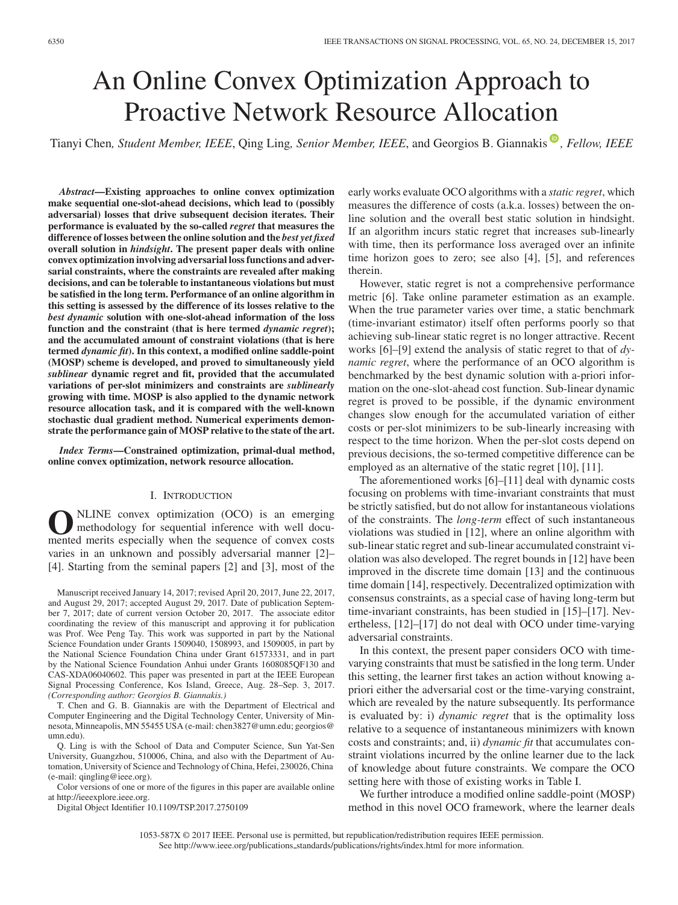# An Online Convex Optimization Approach to Proactive Network Resource Allocation

Tianyi Chen, *Student Member, IEEE*, Qing Ling, *Senior Member, IEEE*, and Georgios B. Giannakis, *Fellow, IEEE*

***Abstract*—Existing approaches to online convex optimization make sequential one-slot-ahead decisions, which lead to (possibly adversarial) losses that drive subsequent decision iterates. Their performance is evaluated by the so-called *regret* that measures the difference of losses between the online solution and the *best yet fixed* overall solution in *hindsight*. The present paper deals with online convex optimization involving adversarial loss functions and adversarial constraints, where the constraints are revealed after making decisions, and can be tolerable to instantaneous violations but must be satisfied in the long term. Performance of an online algorithm in this setting is assessed by the difference of its losses relative to the *best dynamic* solution with one-slot-ahead information of the loss function and the constraint (that is here termed *dynamic regret*); and the accumulated amount of constraint violations (that is here termed *dynamic fit*). In this context, a modified online saddle-point (MOSP) scheme is developed, and proved to simultaneously yield *sublinear* dynamic regret and fit, provided that the accumulated variations of per-slot minimizers and constraints are *sublinearly* growing with time. MOSP is also applied to the dynamic network resource allocation task, and it is compared with the well-known stochastic dual gradient method. Numerical experiments demonstrate the performance gain of MOSP relative to the state of the art.**

***Index Terms*—Constrained optimization, primal-dual method, online convex optimization, network resource allocation.**

## I. Introduction

ONLINE convex optimization (OCO) is an emerging methodology for sequential inference with well documented merits especially when the sequence of convex costs varies in an unknown and possibly adversarial manner [2]–[4]. Starting from the seminal papers [2] and [3], most of the early works evaluate OCO algorithms with a *static regret*, which measures the difference of costs (a.k.a. losses) between the online solution and the overall best static solution in hindsight. If an algorithm incurs static regret that increases sub-linearly with time, then its performance loss averaged over an infinite time horizon goes to zero; see also [4], [5], and references therein.

However, static regret is not a comprehensive performance metric [6]. Take online parameter estimation as an example. When the true parameter varies over time, a static benchmark (time-invariant estimator) itself often performs poorly so that achieving sub-linear static regret is no longer attractive. Recent works [6]–[9] extend the analysis of static regret to that of *dynamic regret*, where the performance of an OCO algorithm is benchmarked by the best dynamic solution with a-priori information on the one-slot-ahead cost function. Sub-linear dynamic regret is proved to be possible, if the dynamic environment changes slow enough for the accumulated variation of either costs or per-slot minimizers to be sub-linearly increasing with respect to the time horizon. When the per-slot costs depend on previous decisions, the so-termed competitive difference can be employed as an alternative of the static regret [10], [11].

The aforementioned works [6]–[11] deal with dynamic costs focusing on problems with time-invariant constraints that must be strictly satisfied, but do not allow for instantaneous violations of the constraints. The *long-term* effect of such instantaneous violations was studied in [12], where an online algorithm with sub-linear static regret and sub-linear accumulated constraint violation was also developed. The regret bounds in [12] have been improved in the discrete time domain [13] and the continuous time domain [14], respectively. Decentralized optimization with consensus constraints, as a special case of having long-term but time-invariant constraints, has been studied in [15]–[17]. Nevertheless, [12]–[17] do not deal with OCO under time-varying adversarial constraints.

In this context, the present paper considers OCO with time-varying constraints that must be satisfied in the long term. Under this setting, the learner first takes an action without knowing a-priori either the adversarial cost or the time-varying constraint, which are revealed by the nature subsequently. Its performance is evaluated by: i) *dynamic regret* that is the optimality loss relative to a sequence of instantaneous minimizers with known costs and constraints; and, ii) *dynamic fit* that accumulates constraint violations incurred by the online learner due to the lack of knowledge about future constraints. We compare the OCO setting here with those of existing works in Table I.

We further introduce a modified online saddle-point (MOSP) method in this novel OCO framework, where the learner deals

---

Manuscript received January 14, 2017; revised April 20, 2017, June 22, 2017, and August 29, 2017; accepted August 29, 2017. Date of publication September 7, 2017; date of current version October 20, 2017. The associate editor coordinating the review of this manuscript and approving it for publication was Prof. Wee Peng Tay. This work was supported in part by the National Science Foundation under Grants 1509040, 1508993, and 1509005, in part by the National Science Foundation China under Grant 61573331, and in part by the National Science Foundation Anhui under Grants 1608085QF130 and CAS-XDA06040602. This paper was presented in part at the IEEE European Signal Processing Conference, Kos Island, Greece, Aug. 28–Sep. 3, 2017. *(Corresponding author: Georgios B. Giannakis.)*

T. Chen and G. B. Giannakis are with the Department of Electrical and Computer Engineering and the Digital Technology Center, University of Minnesota, Minneapolis, MN 55455 USA (e-mail: chen3827@umn.edu; georgios@umn.edu).

Q. Ling is with the School of Data and Computer Science, Sun Yat-Sen University, Guangzhou, 510006, China, and also with the Department of Automation, University of Science and Technology of China, Hefei, 230026, China (e-mail: qingling@ieee.org).

Color versions of one or more of the figures in this paper are available online at http://ieeexplore.ieee.org.

Digital Object Identifier 10.1109/TSP.2017.2750109

1053-587X © 2017 IEEE. Personal use is permitted, but republication/redistribution requires IEEE permission. See http://www.ieee.org/publications_standards/publications/rights/index.html for more information.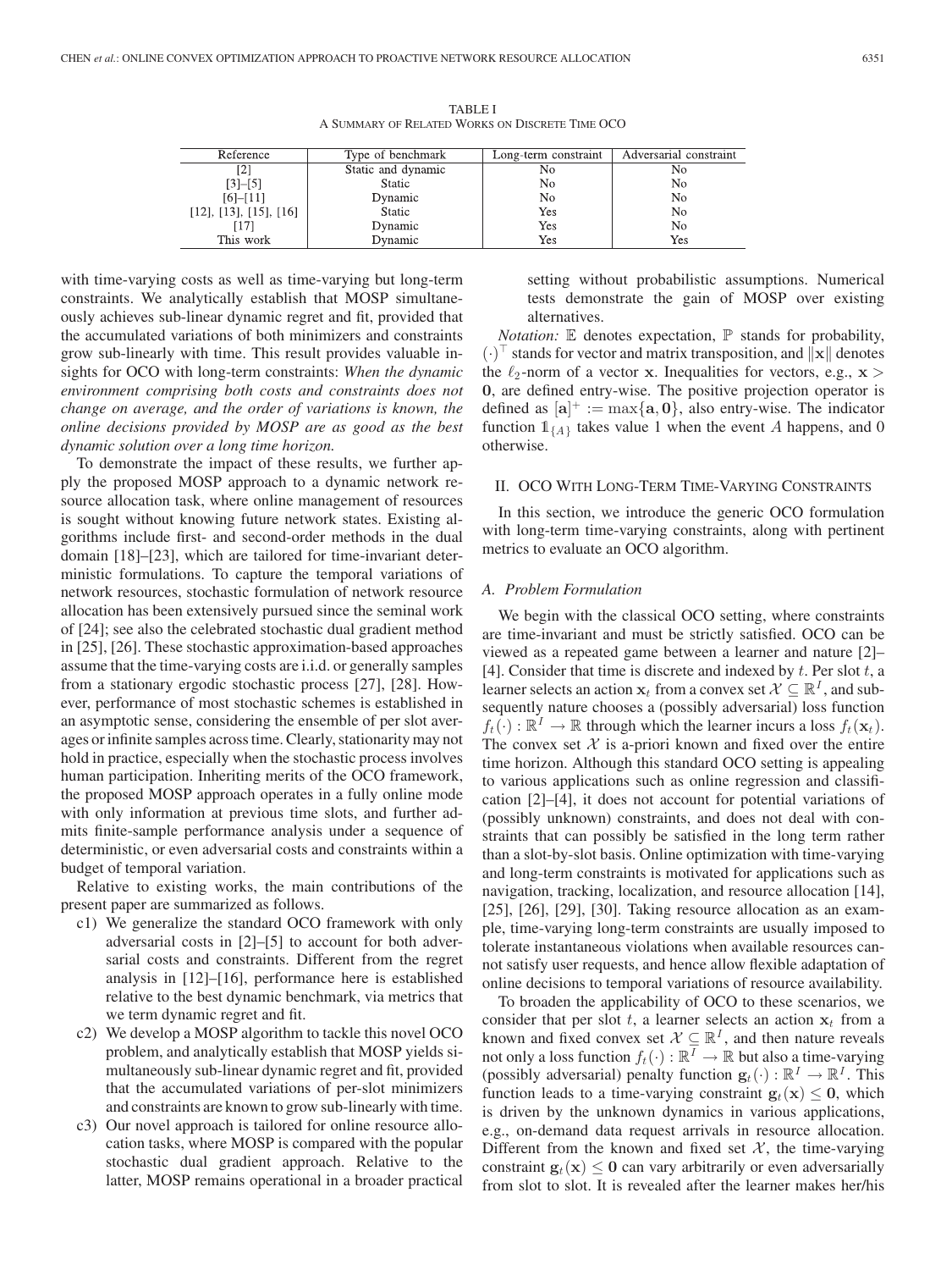TABLE I
A SUMMARY OF RELATED WORKS ON DISCRETE TIME OCO

| Reference | Type of benchmark | Long-term constraint | Adversarial constraint |
|---|---|---|---|
| [2] | Static and dynamic | No | No |
| [3]–[5] | Static | No | No |
| [6]–[11] | Dynamic | No | No |
| [12], [13], [15], [16] | Static | Yes | No |
| [17] | Dynamic | Yes | No |
| This work | Dynamic | Yes | Yes |

with time-varying costs as well as time-varying but long-term constraints. We analytically establish that MOSP simultaneously achieves sub-linear dynamic regret and fit, provided that the accumulated variations of both minimizers and constraints grow sub-linearly with time. This result provides valuable insights for OCO with long-term constraints: *When the dynamic environment comprising both costs and constraints does not change on average, and the order of variations is known, the online decisions provided by MOSP are as good as the best dynamic solution over a long time horizon.*

To demonstrate the impact of these results, we further apply the proposed MOSP approach to a dynamic network resource allocation task, where online management of resources is sought without knowing future network states. Existing algorithms include first- and second-order methods in the dual domain [18]–[23], which are tailored for time-invariant deterministic formulations. To capture the temporal variations of network resources, stochastic formulation of network resource allocation has been extensively pursued since the seminal work of [24]; see also the celebrated stochastic dual gradient method in [25], [26]. These stochastic approximation-based approaches assume that the time-varying costs are i.i.d. or generally samples from a stationary ergodic stochastic process [27], [28]. However, performance of most stochastic schemes is established in an asymptotic sense, considering the ensemble of per slot averages or infinite samples across time. Clearly, stationarity may not hold in practice, especially when the stochastic process involves human participation. Inheriting merits of the OCO framework, the proposed MOSP approach operates in a fully online mode with only information at previous time slots, and further admits finite-sample performance analysis under a sequence of deterministic, or even adversarial costs and constraints within a budget of temporal variation.

Relative to existing works, the main contributions of the present paper are summarized as follows.

- c1) We generalize the standard OCO framework with only adversarial costs in [2]–[5] to account for both adversarial costs and constraints. Different from the regret analysis in [12]–[16], performance here is established relative to the best dynamic benchmark, via metrics that we term dynamic regret and fit.
- c2) We develop a MOSP algorithm to tackle this novel OCO problem, and analytically establish that MOSP yields simultaneously sub-linear dynamic regret and fit, provided that the accumulated variations of per-slot minimizers and constraints are known to grow sub-linearly with time.
- c3) Our novel approach is tailored for online resource allocation tasks, where MOSP is compared with the popular stochastic dual gradient approach. Relative to the latter, MOSP remains operational in a broader practical setting without probabilistic assumptions. Numerical tests demonstrate the gain of MOSP over existing alternatives.

*Notation:* $\mathbb{E}$ denotes expectation, $\mathbb{P}$ stands for probability, $(\cdot)^\top$ stands for vector and matrix transposition, and $\|\mathbf{x}\|$ denotes the $\ell_2$-norm of a vector $\mathbf{x}$. Inequalities for vectors, e.g., $\mathbf{x} > \mathbf{0}$, are defined entry-wise. The positive projection operator is defined as $[\mathbf{a}]^+ := \max\{\mathbf{a}, \mathbf{0}\}$, also entry-wise. The indicator function $\mathbb{1}_{\{A\}}$ takes value 1 when the event $A$ happens, and 0 otherwise.

## II. OCO With Long-Term Time-Varying Constraints

In this section, we introduce the generic OCO formulation with long-term time-varying constraints, along with pertinent metrics to evaluate an OCO algorithm.

### A. Problem Formulation

We begin with the classical OCO setting, where constraints are time-invariant and must be strictly satisfied. OCO can be viewed as a repeated game between a learner and nature [2]–[4]. Consider that time is discrete and indexed by $t$. Per slot $t$, a learner selects an action $\mathbf{x}_t$ from a convex set $\mathcal{X} \subseteq \mathbb{R}^I$, and subsequently nature chooses a (possibly adversarial) loss function $f_t(\cdot) : \mathbb{R}^I \rightarrow \mathbb{R}$ through which the learner incurs a loss $f_t(\mathbf{x}_t)$. The convex set $\mathcal{X}$ is a-priori known and fixed over the entire time horizon. Although this standard OCO setting is appealing to various applications such as online regression and classification [2]–[4], it does not account for potential variations of (possibly unknown) constraints, and does not deal with constraints that can possibly be satisfied in the long term rather than a slot-by-slot basis. Online optimization with time-varying and long-term constraints is motivated for applications such as navigation, tracking, localization, and resource allocation [14], [25], [26], [29], [30]. Taking resource allocation as an example, time-varying long-term constraints are usually imposed to tolerate instantaneous violations when available resources cannot satisfy user requests, and hence allow flexible adaptation of online decisions to temporal variations of resource availability.

To broaden the applicability of OCO to these scenarios, we consider that per slot $t$, a learner selects an action $\mathbf{x}_t$ from a known and fixed convex set $\mathcal{X} \subseteq \mathbb{R}^I$, and then nature reveals not only a loss function $f_t(\cdot) : \mathbb{R}^I \rightarrow \mathbb{R}$ but also a time-varying (possibly adversarial) penalty function $\mathbf{g}_t(\cdot) : \mathbb{R}^I \rightarrow \mathbb{R}^I$. This function leads to a time-varying constraint $\mathbf{g}_t(\mathbf{x}) \leq \mathbf{0}$, which is driven by the unknown dynamics in various applications, e.g., on-demand data request arrivals in resource allocation. Different from the known and fixed set $\mathcal{X}$, the time-varying constraint $\mathbf{g}_t(\mathbf{x}) \leq \mathbf{0}$ can vary arbitrarily or even adversarially from slot to slot. It is revealed after the learner makes her/his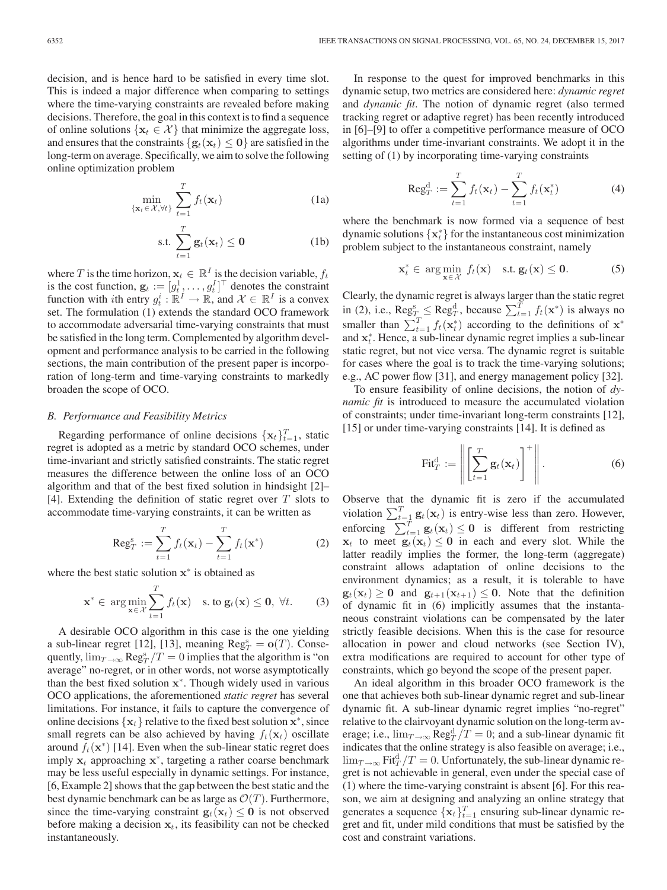decision, and is hence hard to be satisfied in every time slot. This is indeed a major difference when comparing to settings where the time-varying constraints are revealed before making decisions. Therefore, the goal in this context is to find a sequence of online solutions $\{\mathbf{x}_t \in \mathcal{X}\}$ that minimize the aggregate loss, and ensures that the constraints $\{\mathbf{g}_t(\mathbf{x}_t) \leq \mathbf{0}\}$ are satisfied in the long-term on average. Specifically, we aim to solve the following online optimization problem

$$\min_{\{\mathbf{x}_t \in \mathcal{X}, \forall t\}} \sum_{t=1}^{T} f_t(\mathbf{x}_t) \tag{1a}$$

$$\text{s.t.} \sum_{t=1}^{T} \mathbf{g}_t(\mathbf{x}_t) \leq \mathbf{0} \tag{1b}$$

where $T$ is the time horizon, $\mathbf{x}_t \in \mathbb{R}^I$ is the decision variable, $f_t$ is the cost function, $\mathbf{g}_t := [g_t^1, \ldots, g_t^I]^\top$ denotes the constraint function with $i$th entry $g_t^i : \mathbb{R}^I \rightarrow \mathbb{R}$, and $\mathcal{X} \in \mathbb{R}^I$ is a convex set. The formulation (1) extends the standard OCO framework to accommodate adversarial time-varying constraints that must be satisfied in the long term. Complemented by algorithm development and performance analysis to be carried in the following sections, the main contribution of the present paper is incorporation of long-term and time-varying constraints to markedly broaden the scope of OCO.

### B. Performance and Feasibility Metrics

Regarding performance of online decisions $\{\mathbf{x}_t\}_{t=1}^T$, static regret is adopted as a metric by standard OCO schemes, under time-invariant and strictly satisfied constraints. The static regret measures the difference between the online loss of an OCO algorithm and that of the best fixed solution in hindsight [2]–[4]. Extending the definition of static regret over $T$ slots to accommodate time-varying constraints, it can be written as

$$\text{Reg}_T^{\text{s}} := \sum_{t=1}^{T} f_t(\mathbf{x}_t) - \sum_{t=1}^{T} f_t(\mathbf{x}^*) \tag{2}$$

where the best static solution $\mathbf{x}^*$ is obtained as

$$\mathbf{x}^* \in \arg\min_{\mathbf{x} \in \mathcal{X}} \sum_{t=1}^{T} f_t(\mathbf{x}) \quad \text{s. to } \mathbf{g}_t(\mathbf{x}) \leq \mathbf{0}, \ \forall t. \tag{3}$$

A desirable OCO algorithm in this case is the one yielding a sub-linear regret [12], [13], meaning $\text{Reg}_T^{\text{s}} = \mathbf{o}(T)$. Consequently, $\lim_{T \to \infty} \text{Reg}_T^{\text{s}}/T = 0$ implies that the algorithm is "on average" no-regret, or in other words, not worse asymptotically than the best fixed solution $\mathbf{x}^*$. Though widely used in various OCO applications, the aforementioned *static regret* has several limitations. For instance, it fails to capture the convergence of online decisions $\{\mathbf{x}_t\}$ relative to the fixed best solution $\mathbf{x}^*$, since small regrets can be also achieved by having $f_t(\mathbf{x}_t)$ oscillate around $f_t(\mathbf{x}^*)$ [14]. Even when the sub-linear static regret does imply $\mathbf{x}_t$ approaching $\mathbf{x}^*$, targeting a rather coarse benchmark may be less useful especially in dynamic settings. For instance, [6, Example 2] shows that the gap between the best static and the best dynamic benchmark can be as large as $\mathcal{O}(T)$. Furthermore, since the time-varying constraint $\mathbf{g}_t(\mathbf{x}_t) \leq \mathbf{0}$ is not observed before making a decision $\mathbf{x}_t$, its feasibility can not be checked instantaneously.

In response to the quest for improved benchmarks in this dynamic setup, two metrics are considered here: *dynamic regret* and *dynamic fit*. The notion of dynamic regret (also termed tracking regret or adaptive regret) has been recently introduced in [6]–[9] to offer a competitive performance measure of OCO algorithms under time-invariant constraints. We adopt it in the setting of (1) by incorporating time-varying constraints

$$\text{Reg}_T^{\text{d}} := \sum_{t=1}^{T} f_t(\mathbf{x}_t) - \sum_{t=1}^{T} f_t(\mathbf{x}_t^*) \tag{4}$$

where the benchmark is now formed via a sequence of best dynamic solutions $\{\mathbf{x}_t^*\}$ for the instantaneous cost minimization problem subject to the instantaneous constraint, namely

$$\mathbf{x}_t^* \in \arg\min_{\mathbf{x} \in \mathcal{X}} f_t(\mathbf{x}) \quad \text{s.t. } \mathbf{g}_t(\mathbf{x}) \leq \mathbf{0}. \tag{5}$$

Clearly, the dynamic regret is always larger than the static regret in (2), i.e., $\text{Reg}_T^{\text{s}} \leq \text{Reg}_T^{\text{d}}$, because $\sum_{t=1}^{T} f_t(\mathbf{x}^*)$ is always no smaller than $\sum_{t=1}^{T} f_t(\mathbf{x}_t^*)$ according to the definitions of $\mathbf{x}^*$ and $\mathbf{x}_t^*$. Hence, a sub-linear dynamic regret implies a sub-linear static regret, but not vice versa. The dynamic regret is suitable for cases where the goal is to track the time-varying solutions; e.g., AC power flow [31], and energy management policy [32].

To ensure feasibility of online decisions, the notion of *dynamic fit* is introduced to measure the accumulated violation of constraints; under time-invariant long-term constraints [12], [15] or under time-varying constraints [14]. It is defined as

$$\text{Fit}_T^{\text{d}} := \left\| \left[ \sum_{t=1}^{T} \mathbf{g}_t(\mathbf{x}_t) \right]^+ \right\|. \tag{6}$$

Observe that the dynamic fit is zero if the accumulated violation $\sum_{t=1}^{T} \mathbf{g}_t(\mathbf{x}_t)$ is entry-wise less than zero. However, enforcing $\sum_{t=1}^{T} \mathbf{g}_t(\mathbf{x}_t) \leq \mathbf{0}$ is different from restricting $\mathbf{x}_t$ to meet $\mathbf{g}_t(\mathbf{x}_t) \leq \mathbf{0}$ in each and every slot. While the latter readily implies the former, the long-term (aggregate) constraint allows adaptation of online decisions to the environment dynamics; as a result, it is tolerable to have $\mathbf{g}_t(\mathbf{x}_t) \geq \mathbf{0}$ and $\mathbf{g}_{t+1}(\mathbf{x}_{t+1}) \leq \mathbf{0}$. Note that the definition of dynamic fit in (6) implicitly assumes that the instantaneous constraint violations can be compensated by the later strictly feasible decisions. When this is the case for resource allocation in power and cloud networks (see Section IV), extra modifications are required to account for other type of constraints, which go beyond the scope of the present paper.

An ideal algorithm in this broader OCO framework is the one that achieves both sub-linear dynamic regret and sub-linear dynamic fit. A sub-linear dynamic regret implies "no-regret" relative to the clairvoyant dynamic solution on the long-term average; i.e., $\lim_{T \to \infty} \text{Reg}_T^{\text{d}}/T = 0$; and a sub-linear dynamic fit indicates that the online strategy is also feasible on average; i.e., $\lim_{T \to \infty} \text{Fit}_T^{\text{d}}/T = 0$. Unfortunately, the sub-linear dynamic regret is not achievable in general, even under the special case of (1) where the time-varying constraint is absent [6]. For this reason, we aim at designing and analyzing an online strategy that generates a sequence $\{\mathbf{x}_t\}_{t=1}^T$ ensuring sub-linear dynamic regret and fit, under mild conditions that must be satisfied by the cost and constraint variations.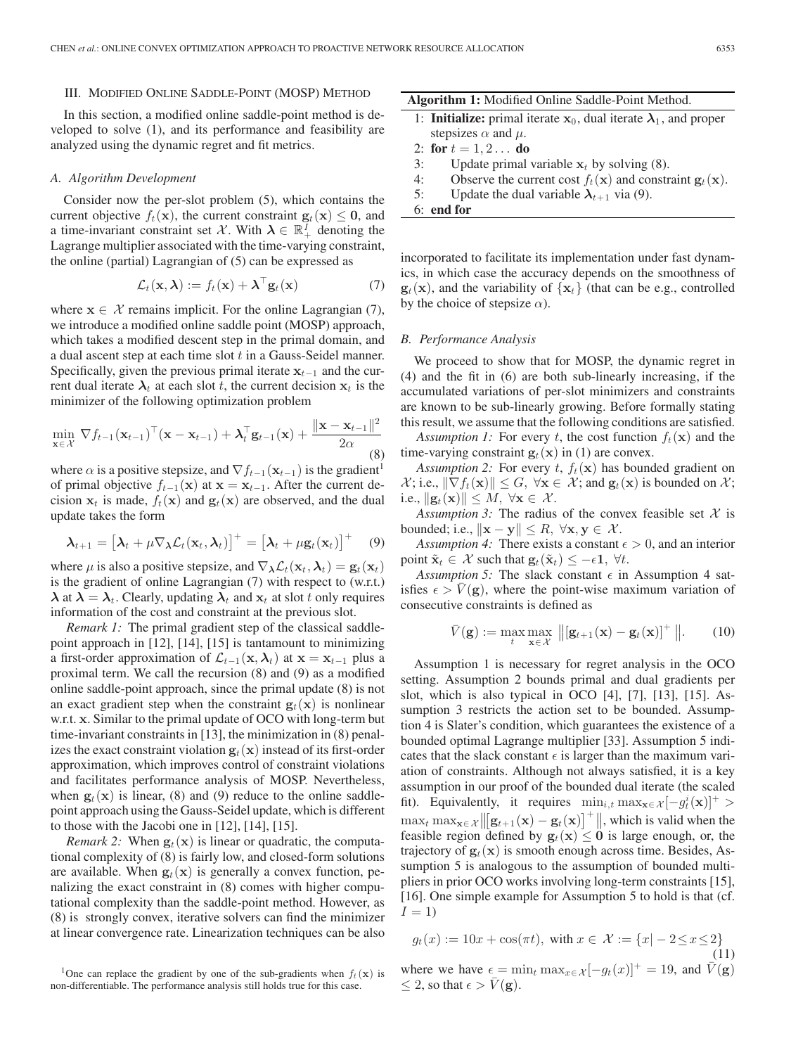## III. Modified Online Saddle-Point (MOSP) Method

In this section, a modified online saddle-point method is developed to solve (1), and its performance and feasibility are analyzed using the dynamic regret and fit metrics.

### A. Algorithm Development

Consider now the per-slot problem (5), which contains the current objective $f_t(\mathbf{x})$, the current constraint $\mathbf{g}_t(\mathbf{x}) \leq \mathbf{0}$, and a time-invariant constraint set $\mathcal{X}$. With $\boldsymbol{\lambda} \in \mathbb{R}_+^I$ denoting the Lagrange multiplier associated with the time-varying constraint, the online (partial) Lagrangian of (5) can be expressed as

$$\mathcal{L}_t(\mathbf{x}, \boldsymbol{\lambda}) := f_t(\mathbf{x}) + \boldsymbol{\lambda}^\top \mathbf{g}_t(\mathbf{x}) \tag{7}$$

where $\mathbf{x} \in \mathcal{X}$ remains implicit. For the online Lagrangian (7), we introduce a modified online saddle point (MOSP) approach, which takes a modified descent step in the primal domain, and a dual ascent step at each time slot $t$ in a Gauss-Seidel manner. Specifically, given the previous primal iterate $\mathbf{x}_{t-1}$ and the current dual iterate $\boldsymbol{\lambda}_t$ at each slot $t$, the current decision $\mathbf{x}_t$ is the minimizer of the following optimization problem

$$\min_{\mathbf{x}\in\mathcal{X}} \nabla f_{t-1}(\mathbf{x}_{t-1})^\top(\mathbf{x} - \mathbf{x}_{t-1}) + \boldsymbol{\lambda}_t^\top \mathbf{g}_{t-1}(\mathbf{x}) + \frac{\|\mathbf{x} - \mathbf{x}_{t-1}\|^2}{2\alpha} \tag{8}$$

where $\alpha$ is a positive stepsize, and $\nabla f_{t-1}(\mathbf{x}_{t-1})$ is the gradient[1] of primal objective $f_{t-1}(\mathbf{x})$ at $\mathbf{x} = \mathbf{x}_{t-1}$. After the current decision $\mathbf{x}_t$ is made, $f_t(\mathbf{x})$ and $\mathbf{g}_t(\mathbf{x})$ are observed, and the dual update takes the form

$$\boldsymbol{\lambda}_{t+1} = \left[\boldsymbol{\lambda}_t + \mu \nabla_{\boldsymbol{\lambda}} \mathcal{L}_t(\mathbf{x}_t, \boldsymbol{\lambda}_t)\right]^+ = \left[\boldsymbol{\lambda}_t + \mu \mathbf{g}_t(\mathbf{x}_t)\right]^+ \tag{9}$$

where $\mu$ is also a positive stepsize, and $\nabla_{\boldsymbol{\lambda}} \mathcal{L}_t(\mathbf{x}_t, \boldsymbol{\lambda}_t) = \mathbf{g}_t(\mathbf{x}_t)$ is the gradient of online Lagrangian (7) with respect to (w.r.t.) $\boldsymbol{\lambda}$ at $\boldsymbol{\lambda} = \boldsymbol{\lambda}_t$. Clearly, updating $\boldsymbol{\lambda}_t$ and $\mathbf{x}_t$ at slot $t$ only requires information of the cost and constraint at the previous slot.

*Remark 1:* The primal gradient step of the classical saddle-point approach in [12], [14], [15] is tantamount to minimizing a first-order approximation of $\mathcal{L}_{t-1}(\mathbf{x}, \boldsymbol{\lambda}_t)$ at $\mathbf{x} = \mathbf{x}_{t-1}$ plus a proximal term. We call the recursion (8) and (9) as a modified online saddle-point approach, since the primal update (8) is not an exact gradient step when the constraint $\mathbf{g}_t(\mathbf{x})$ is nonlinear w.r.t. $\mathbf{x}$. Similar to the primal update of OCO with long-term but time-invariant constraints in [13], the minimization in (8) penalizes the exact constraint violation $\mathbf{g}_t(\mathbf{x})$ instead of its first-order approximation, which improves control of constraint violations and facilitates performance analysis of MOSP. Nevertheless, when $\mathbf{g}_t(\mathbf{x})$ is linear, (8) and (9) reduce to the online saddle-point approach using the Gauss-Seidel update, which is different to those with the Jacobi one in [12], [14], [15].

*Remark 2:* When $\mathbf{g}_t(\mathbf{x})$ is linear or quadratic, the computational complexity of (8) is fairly low, and closed-form solutions are available. When $\mathbf{g}_t(\mathbf{x})$ is generally a convex function, penalizing the exact constraint in (8) comes with higher computational complexity than the saddle-point method. However, as (8) is strongly convex, iterative solvers can find the minimizer at linear convergence rate. Linearization techniques can be also incorporated to facilitate its implementation under fast dynamics, in which case the accuracy depends on the smoothness of $\mathbf{g}_t(\mathbf{x})$, and the variability of $\{\mathbf{x}_t\}$ (that can be e.g., controlled by the choice of stepsize $\alpha$).

[1] One can replace the gradient by one of the sub-gradients when $f_t(\mathbf{x})$ is non-differentiable. The performance analysis still holds true for this case.

---

**Algorithm 1:** Modified Online Saddle-Point Method.

1: **Initialize:** primal iterate $\mathbf{x}_0$, dual iterate $\boldsymbol{\lambda}_1$, and proper stepsizes $\alpha$ and $\mu$.
2: **for** $t = 1, 2 \ldots$ **do**
3: Update primal variable $\mathbf{x}_t$ by solving (8).
4: Observe the current cost $f_t(\mathbf{x})$ and constraint $\mathbf{g}_t(\mathbf{x})$.
5: Update the dual variable $\boldsymbol{\lambda}_{t+1}$ via (9).
6: **end for**

---

### B. Performance Analysis

We proceed to show that for MOSP, the dynamic regret in (4) and the fit in (6) are both sub-linearly increasing, if the accumulated variations of per-slot minimizers and constraints are known to be sub-linearly growing. Before formally stating this result, we assume that the following conditions are satisfied.

*Assumption 1:* For every $t$, the cost function $f_t(\mathbf{x})$ and the time-varying constraint $\mathbf{g}_t(\mathbf{x})$ in (1) are convex.

*Assumption 2:* For every $t$, $f_t(\mathbf{x})$ has bounded gradient on $\mathcal{X}$; i.e., $\|\nabla f_t(\mathbf{x})\| \leq G$, $\forall \mathbf{x} \in \mathcal{X}$; and $\mathbf{g}_t(\mathbf{x})$ is bounded on $\mathcal{X}$; i.e., $\|\mathbf{g}_t(\mathbf{x})\| \leq M$, $\forall \mathbf{x} \in \mathcal{X}$.

*Assumption 3:* The radius of the convex feasible set $\mathcal{X}$ is bounded; i.e., $\|\mathbf{x} - \mathbf{y}\| \leq R$, $\forall \mathbf{x}, \mathbf{y} \in \mathcal{X}$.

*Assumption 4:* There exists a constant $\epsilon > 0$, and an interior point $\tilde{\mathbf{x}}_t \in \mathcal{X}$ such that $\mathbf{g}_t(\tilde{\mathbf{x}}_t) \leq -\epsilon \mathbf{1}$, $\forall t$.

*Assumption 5:* The slack constant $\epsilon$ in Assumption 4 satisfies $\epsilon > \bar{V}(\mathbf{g})$, where the point-wise maximum variation of consecutive constraints is defined as

$$\bar{V}(\mathbf{g}) := \max_t \max_{\mathbf{x}\in\mathcal{X}} \left\|\left[\mathbf{g}_{t+1}(\mathbf{x}) - \mathbf{g}_t(\mathbf{x})\right]^+\right\|. \tag{10}$$

Assumption 1 is necessary for regret analysis in the OCO setting. Assumption 2 bounds primal and dual gradients per slot, which is also typical in OCO [4], [7], [13], [15]. Assumption 3 restricts the action set to be bounded. Assumption 4 is Slater's condition, which guarantees the existence of a bounded optimal Lagrange multiplier [33]. Assumption 5 indicates that the slack constant $\epsilon$ is larger than the maximum variation of constraints. Although not always satisfied, it is a key assumption in our proof of the bounded dual iterate (the scaled fit). Equivalently, it requires $\min_{i,t} \max_{\mathbf{x}\in\mathcal{X}} [-g_t^i(\mathbf{x})]^+ > \max_t \max_{\mathbf{x}\in\mathcal{X}} \left\|\left[\mathbf{g}_{t+1}(\mathbf{x}) - \mathbf{g}_t(\mathbf{x})\right]^+\right\|$, which is valid when the feasible region defined by $\mathbf{g}_t(\mathbf{x}) \leq \mathbf{0}$ is large enough, or, the trajectory of $\mathbf{g}_t(\mathbf{x})$ is smooth enough across time. Besides, Assumption 5 is analogous to the assumption of bounded multipliers in prior OCO works involving long-term constraints [15], [16]. One simple example for Assumption 5 to hold is that (cf. $I = 1$)

$$g_t(x) := 10x + \cos(\pi t), \text{ with } x \in \mathcal{X} := \{x | -2 \leq x \leq 2\} \tag{11}$$

where we have $\epsilon = \min_t \max_{x\in\mathcal{X}} [-g_t(x)]^+ = 19$, and $\bar{V}(\mathbf{g}) \leq 2$, so that $\epsilon > \bar{V}(\mathbf{g})$.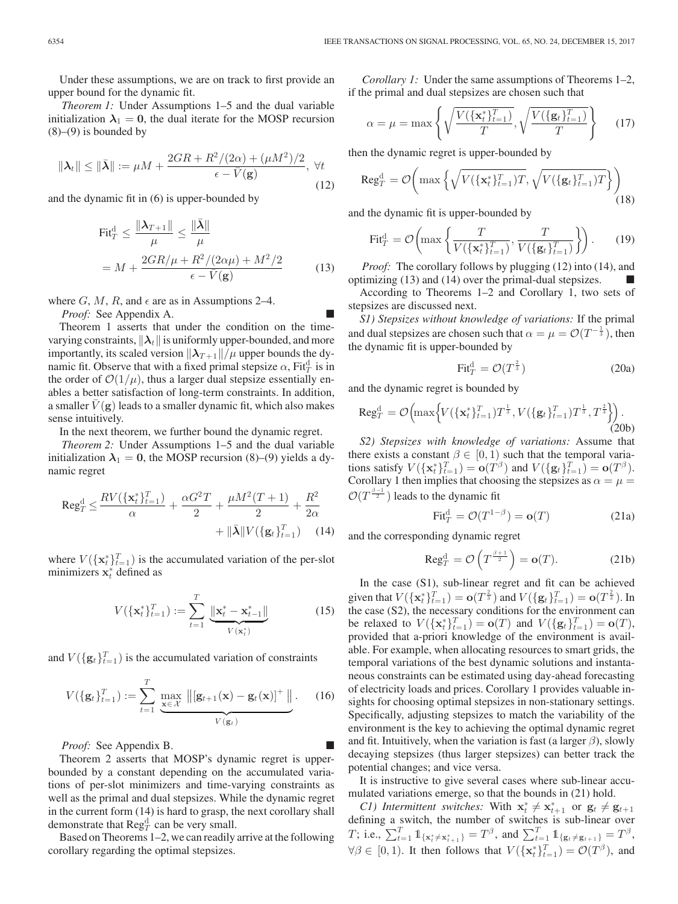Under these assumptions, we are on track to first provide an upper bound for the dynamic fit.

*Theorem 1:* Under Assumptions 1–5 and the dual variable initialization $\boldsymbol{\lambda}_1 = \mathbf{0}$, the dual iterate for the MOSP recursion (8)–(9) is bounded by

$$\|\boldsymbol{\lambda}_t\| \leq \|\bar{\boldsymbol{\lambda}}\| := \mu M + \frac{2GR + R^2/(2\alpha) + (\mu M^2)/2}{\epsilon - \bar{V}(\mathbf{g})}, \ \forall t \tag{12}$$

and the dynamic fit in (6) is upper-bounded by

$$\begin{aligned}\text{Fit}_T^{\text{d}} &\leq \frac{\|\boldsymbol{\lambda}_{T+1}\|}{\mu} \leq \frac{\|\bar{\boldsymbol{\lambda}}\|}{\mu} \\ &= M + \frac{2GR/\mu + R^2/(2\alpha\mu) + M^2/2}{\epsilon - \bar{V}(\mathbf{g})}\end{aligned} \tag{13}$$

where $G$, $M$, $R$, and $\epsilon$ are as in Assumptions 2–4.

*Proof:* See Appendix A. ∎

Theorem 1 asserts that under the condition on the time-varying constraints, $\|\boldsymbol{\lambda}_t\|$ is uniformly upper-bounded, and more importantly, its scaled version $\|\boldsymbol{\lambda}_{T+1}\|/\mu$ upper bounds the dynamic fit. Observe that with a fixed primal stepsize $\alpha$, $\text{Fit}_T^{\text{d}}$ is in the order of $\mathcal{O}(1/\mu)$, thus a larger dual stepsize essentially enables a better satisfaction of long-term constraints. In addition, a smaller $\bar{V}(\mathbf{g})$ leads to a smaller dynamic fit, which also makes sense intuitively.

In the next theorem, we further bound the dynamic regret.

*Theorem 2:* Under Assumptions 1–5 and the dual variable initialization $\boldsymbol{\lambda}_1 = \mathbf{0}$, the MOSP recursion (8)–(9) yields a dynamic regret

$$\text{Reg}_T^{\text{d}} \leq \frac{RV(\{\mathbf{x}_t^*\}_{t=1}^T)}{\alpha} + \frac{\alpha G^2 T}{2} + \frac{\mu M^2(T+1)}{2} + \frac{R^2}{2\alpha} + \|\bar{\boldsymbol{\lambda}}\| V(\{\mathbf{g}_t\}_{t=1}^T) \tag{14}$$

where $V(\{\mathbf{x}_t^*\}_{t=1}^T)$ is the accumulated variation of the per-slot minimizers $\mathbf{x}_t^*$ defined as

$$V(\{\mathbf{x}_t^*\}_{t=1}^T) := \sum_{t=1}^{T} \underbrace{\|\mathbf{x}_t^* - \mathbf{x}_{t-1}^*\|}_{V(\mathbf{x}_t^*)} \tag{15}$$

and $V(\{\mathbf{g}_t\}_{t=1}^T)$ is the accumulated variation of constraints

$$V(\{\mathbf{g}_t\}_{t=1}^T) := \sum_{t=1}^{T} \underbrace{\max_{\mathbf{x} \in \mathcal{X}} \left\| [\mathbf{g}_{t+1}(\mathbf{x}) - \mathbf{g}_t(\mathbf{x})]^+ \right\|}_{V(\mathbf{g}_t)}. \tag{16}$$

*Proof:* See Appendix B. ∎

Theorem 2 asserts that MOSP's dynamic regret is upper-bounded by a constant depending on the accumulated variations of per-slot minimizers and time-varying constraints as well as the primal and dual stepsizes. While the dynamic regret in the current form (14) is hard to grasp, the next corollary shall demonstrate that $\text{Reg}_T^{\text{d}}$ can be very small.

Based on Theorems 1–2, we can readily arrive at the following corollary regarding the optimal stepsizes.

*Corollary 1:* Under the same assumptions of Theorems 1–2, if the primal and dual stepsizes are chosen such that

$$\alpha = \mu = \max\left\{\sqrt{\frac{V(\{\mathbf{x}_t^*\}_{t=1}^T)}{T}}, \sqrt{\frac{V(\{\mathbf{g}_t\}_{t=1}^T)}{T}}\right\} \tag{17}$$

then the dynamic regret is upper-bounded by

$$\text{Reg}_T^{\text{d}} = \mathcal{O}\left(\max\left\{\sqrt{V(\{\mathbf{x}_t^*\}_{t=1}^T)T}, \sqrt{V(\{\mathbf{g}_t\}_{t=1}^T)T}\right\}\right) \tag{18}$$

and the dynamic fit is upper-bounded by

$$\text{Fit}_T^{\text{d}} = \mathcal{O}\left(\max\left\{\frac{T}{V(\{\mathbf{x}_t^*\}_{t=1}^T)}, \frac{T}{V(\{\mathbf{g}_t\}_{t=1}^T)}\right\}\right). \tag{19}$$

*Proof:* The corollary follows by plugging (12) into (14), and optimizing (13) and (14) over the primal-dual stepsizes. ∎

According to Theorems 1–2 and Corollary 1, two sets of stepsizes are discussed next.

*S1) Stepsizes without knowledge of variations:* If the primal and dual stepsizes are chosen such that $\alpha = \mu = \mathcal{O}(T^{-\frac{1}{3}})$, then the dynamic fit is upper-bounded by

$$\text{Fit}_T^{\text{d}} = \mathcal{O}(T^{\frac{2}{3}}) \tag{20a}$$

and the dynamic regret is bounded by

$$\text{Reg}_T^{\text{d}} = \mathcal{O}\left(\max\left\{V(\{\mathbf{x}_t^*\}_{t=1}^T)T^{\frac{1}{3}}, V(\{\mathbf{g}_t\}_{t=1}^T)T^{\frac{1}{3}}, T^{\frac{2}{3}}\right\}\right). \tag{20b}$$

*S2) Stepsizes with knowledge of variations:* Assume that there exists a constant $\beta \in [0, 1)$ such that the temporal variations satisfy $V(\{\mathbf{x}_t^*\}_{t=1}^T) = \mathbf{o}(T^{\beta})$ and $V(\{\mathbf{g}_t\}_{t=1}^T) = \mathbf{o}(T^{\beta})$. Corollary 1 then implies that choosing the stepsizes as $\alpha = \mu = \mathcal{O}(T^{\frac{\beta-1}{2}})$ leads to the dynamic fit

$$\text{Fit}_T^{\text{d}} = \mathcal{O}(T^{1-\beta}) = \mathbf{o}(T) \tag{21a}$$

and the corresponding dynamic regret

$$\text{Reg}_T^{\text{d}} = \mathcal{O}\left(T^{\frac{\beta+1}{2}}\right) = \mathbf{o}(T). \tag{21b}$$

In the case (S1), sub-linear regret and fit can be achieved given that $V(\{\mathbf{x}_t^*\}_{t=1}^T) = \mathbf{o}(T^{\frac{2}{3}})$ and $V(\{\mathbf{g}_t\}_{t=1}^T) = \mathbf{o}(T^{\frac{2}{3}})$. In the case (S2), the necessary conditions for the environment can be relaxed to $V(\{\mathbf{x}_t^*\}_{t=1}^T) = \mathbf{o}(T)$ and $V(\{\mathbf{g}_t\}_{t=1}^T) = \mathbf{o}(T)$, provided that a-priori knowledge of the environment is available. For example, when allocating resources to smart grids, the temporal variations of the best dynamic solutions and instantaneous constraints can be estimated using day-ahead forecasting of electricity loads and prices. Corollary 1 provides valuable insights for choosing optimal stepsizes in non-stationary settings. Specifically, adjusting stepsizes to match the variability of the environment is the key to achieving the optimal dynamic regret and fit. Intuitively, when the variation is fast (a larger $\beta$), slowly decaying stepsizes (thus larger stepsizes) can better track the potential changes; and vice versa.

It is instructive to give several cases where sub-linear accumulated variations emerge, so that the bounds in (21) hold.

*C1) Intermittent switches:* With $\mathbf{x}_t^* \neq \mathbf{x}_{t+1}^*$ or $\mathbf{g}_t \neq \mathbf{g}_{t+1}$ defining a switch, the number of switches is sub-linear over $T$; i.e., $\sum_{t=1}^{T} \mathbb{1}_{\{\mathbf{x}_t^* \neq \mathbf{x}_{t+1}^*\}} = T^{\beta}$, and $\sum_{t=1}^{T} \mathbb{1}_{\{\mathbf{g}_t \neq \mathbf{g}_{t+1}\}} = T^{\beta}$, $\forall \beta \in [0, 1)$. It then follows that $V(\{\mathbf{x}_t^*\}_{t=1}^T) = \mathcal{O}(T^{\beta})$, and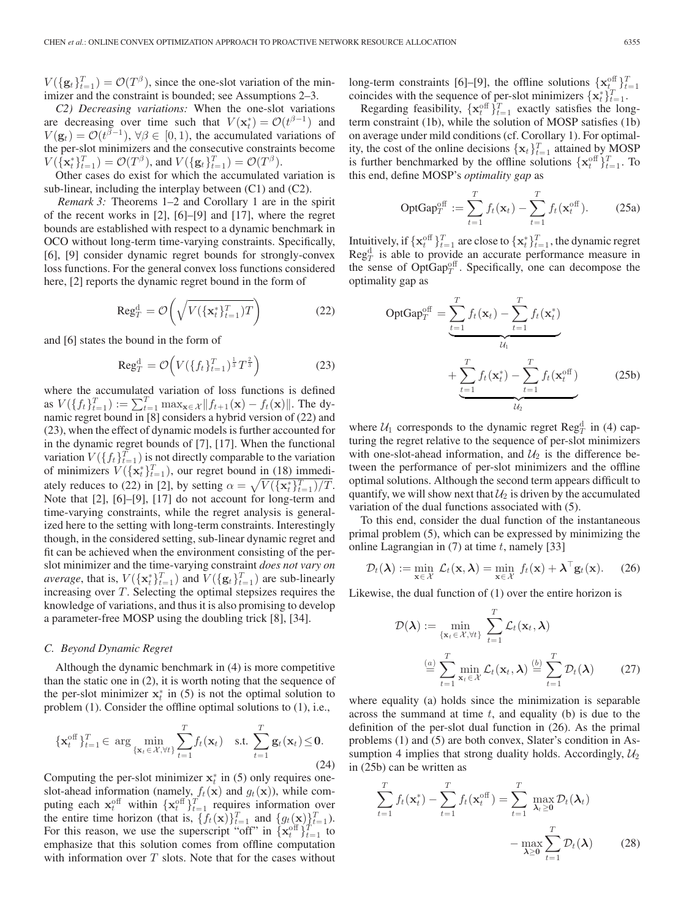$V(\{\mathbf{g}_t\}_{t=1}^T) = \mathcal{O}(T^\beta)$, since the one-slot variation of the minimizer and the constraint is bounded; see Assumptions 2–3.

*C2) Decreasing variations:* When the one-slot variations are decreasing over time such that $V(\mathbf{x}_t^*) = \mathcal{O}(t^{\beta-1})$ and $V(\mathbf{g}_t) = \mathcal{O}(t^{\beta-1})$, $\forall \beta \in [0, 1)$, the accumulated variations of the per-slot minimizers and the consecutive constraints become $V(\{\mathbf{x}_t^*\}_{t=1}^T) = \mathcal{O}(T^\beta)$, and $V(\{\mathbf{g}_t\}_{t=1}^T) = \mathcal{O}(T^\beta)$.

Other cases do exist for which the accumulated variation is sub-linear, including the interplay between (C1) and (C2).

*Remark 3:* Theorems 1–2 and Corollary 1 are in the spirit of the recent works in [2], [6]–[9] and [17], where the regret bounds are established with respect to a dynamic benchmark in OCO without long-term time-varying constraints. Specifically, [6], [9] consider dynamic regret bounds for strongly-convex loss functions. For the general convex loss functions considered here, [2] reports the dynamic regret bound in the form of

$$\text{Reg}_T^{\text{d}} = \mathcal{O}\left(\sqrt{V(\{\mathbf{x}_t^*\}_{t=1}^T)T}\right) \tag{22}$$

and [6] states the bound in the form of

$$\text{Reg}_T^{\text{d}} = \mathcal{O}\left(V(\{f_t\}_{t=1}^T)^{\frac{1}{3}} T^{\frac{2}{3}}\right) \tag{23}$$

where the accumulated variation of loss functions is defined as $V(\{f_t\}_{t=1}^T) := \sum_{t=1}^T \max_{\mathbf{x}\in\mathcal{X}} \|f_{t+1}(\mathbf{x}) - f_t(\mathbf{x})\|$. The dynamic regret bound in [8] considers a hybrid version of (22) and (23), when the effect of dynamic models is further accounted for in the dynamic regret bounds of [7], [17]. When the functional variation $V(\{f_t\}_{t=1}^T)$ is not directly comparable to the variation of minimizers $V(\{\mathbf{x}_t^*\}_{t=1}^T)$, our regret bound in (18) immediately reduces to (22) in [2], by setting $\alpha = \sqrt{V(\{\mathbf{x}_t^*\}_{t=1}^T)/T}$. Note that [2], [6]–[9], [17] do not account for long-term and time-varying constraints, while the regret analysis is generalized here to the setting with long-term constraints. Interestingly though, in the considered setting, sub-linear dynamic regret and fit can be achieved when the environment consisting of the per-slot minimizer and the time-varying constraint *does not vary on average*, that is, $V(\{\mathbf{x}_t^*\}_{t=1}^T)$ and $V(\{\mathbf{g}_t\}_{t=1}^T)$ are sub-linearly increasing over $T$. Selecting the optimal stepsizes requires the knowledge of variations, and thus it is also promising to develop a parameter-free MOSP using the doubling trick [8], [34].

### C. Beyond Dynamic Regret

Although the dynamic benchmark in (4) is more competitive than the static one in (2), it is worth noting that the sequence of the per-slot minimizer $\mathbf{x}_t^*$ in (5) is not the optimal solution to problem (1). Consider the offline optimal solutions to (1), i.e.,

$$\{\mathbf{x}_t^{\text{off}}\}_{t=1}^T \in \arg\min_{\{\mathbf{x}_t\in\mathcal{X},\forall t\}} \sum_{t=1}^T f_t(\mathbf{x}_t) \quad \text{s.t.} \ \sum_{t=1}^T \mathbf{g}_t(\mathbf{x}_t) \leq \mathbf{0}. \tag{24}$$

Computing the per-slot minimizer $\mathbf{x}_t^*$ in (5) only requires one-slot-ahead information (namely, $f_t(\mathbf{x})$ and $g_t(\mathbf{x})$), while computing each $\mathbf{x}_t^{\text{off}}$ within $\{\mathbf{x}_t^{\text{off}}\}_{t=1}^T$ requires information over the entire time horizon (that is, $\{f_t(\mathbf{x})\}_{t=1}^T$ and $\{g_t(\mathbf{x})\}_{t=1}^T$). For this reason, we use the superscript "off" in $\{\mathbf{x}_t^{\text{off}}\}_{t=1}^T$ to emphasize that this solution comes from offline computation with information over $T$ slots. Note that for the cases without long-term constraints [6]–[9], the offline solutions $\{\mathbf{x}_t^{\text{off}}\}_{t=1}^T$ coincides with the sequence of per-slot minimizers $\{\mathbf{x}_t^*\}_{t=1}^T$.

Regarding feasibility, $\{\mathbf{x}_t^{\text{off}}\}_{t=1}^T$ exactly satisfies the long-term constraint (1b), while the solution of MOSP satisfies (1b) on average under mild conditions (cf. Corollary 1). For optimality, the cost of the online decisions $\{\mathbf{x}_t\}_{t=1}^T$ attained by MOSP is further benchmarked by the offline solutions $\{\mathbf{x}_t^{\text{off}}\}_{t=1}^T$. To this end, define MOSP's *optimality gap* as

$$\text{OptGap}_T^{\text{off}} := \sum_{t=1}^T f_t(\mathbf{x}_t) - \sum_{t=1}^T f_t(\mathbf{x}_t^{\text{off}}). \tag{25a}$$

Intuitively, if $\{\mathbf{x}_t^{\text{off}}\}_{t=1}^T$ are close to $\{\mathbf{x}_t^*\}_{t=1}^T$, the dynamic regret $\text{Reg}_T^{\text{d}}$ is able to provide an accurate performance measure in the sense of $\text{OptGap}_T^{\text{off}}$. Specifically, one can decompose the optimality gap as

$$\text{OptGap}_T^{\text{off}} = \underbrace{\sum_{t=1}^T f_t(\mathbf{x}_t) - \sum_{t=1}^T f_t(\mathbf{x}_t^*)}_{\mathcal{U}_1} + \underbrace{\sum_{t=1}^T f_t(\mathbf{x}_t^*) - \sum_{t=1}^T f_t(\mathbf{x}_t^{\text{off}})}_{\mathcal{U}_2} \tag{25b}$$

where $\mathcal{U}_1$ corresponds to the dynamic regret $\text{Reg}_T^{\text{d}}$ in (4) capturing the regret relative to the sequence of per-slot minimizers with one-slot-ahead information, and $\mathcal{U}_2$ is the difference between the performance of per-slot minimizers and the offline optimal solutions. Although the second term appears difficult to quantify, we will show next that $\mathcal{U}_2$ is driven by the accumulated variation of the dual functions associated with (5).

To this end, consider the dual function of the instantaneous primal problem (5), which can be expressed by minimizing the online Lagrangian in (7) at time $t$, namely [33]

$$\mathcal{D}_t(\boldsymbol{\lambda}) := \min_{\mathbf{x}\in\mathcal{X}} \mathcal{L}_t(\mathbf{x}, \boldsymbol{\lambda}) = \min_{\mathbf{x}\in\mathcal{X}} f_t(\mathbf{x}) + \boldsymbol{\lambda}^\top \mathbf{g}_t(\mathbf{x}). \tag{26}$$

Likewise, the dual function of (1) over the entire horizon is

$$\mathcal{D}(\boldsymbol{\lambda}) := \min_{\{\mathbf{x}_t\in\mathcal{X},\forall t\}} \sum_{t=1}^T \mathcal{L}_t(\mathbf{x}_t, \boldsymbol{\lambda}) \stackrel{(a)}{=} \sum_{t=1}^T \min_{\mathbf{x}_t\in\mathcal{X}} \mathcal{L}_t(\mathbf{x}_t, \boldsymbol{\lambda}) \stackrel{(b)}{=} \sum_{t=1}^T \mathcal{D}_t(\boldsymbol{\lambda}) \tag{27}$$

where equality (a) holds since the minimization is separable across the summand at time $t$, and equality (b) is due to the definition of the per-slot dual function in (26). As the primal problems (1) and (5) are both convex, Slater's condition in Assumption 4 implies that strong duality holds. Accordingly, $\mathcal{U}_2$ in (25b) can be written as

$$\sum_{t=1}^T f_t(\mathbf{x}_t^*) - \sum_{t=1}^T f_t(\mathbf{x}_t^{\text{off}}) = \sum_{t=1}^T \max_{\boldsymbol{\lambda}_t\geq\mathbf{0}} \mathcal{D}_t(\boldsymbol{\lambda}_t) - \max_{\boldsymbol{\lambda}\geq\mathbf{0}} \sum_{t=1}^T \mathcal{D}_t(\boldsymbol{\lambda}) \tag{28}$$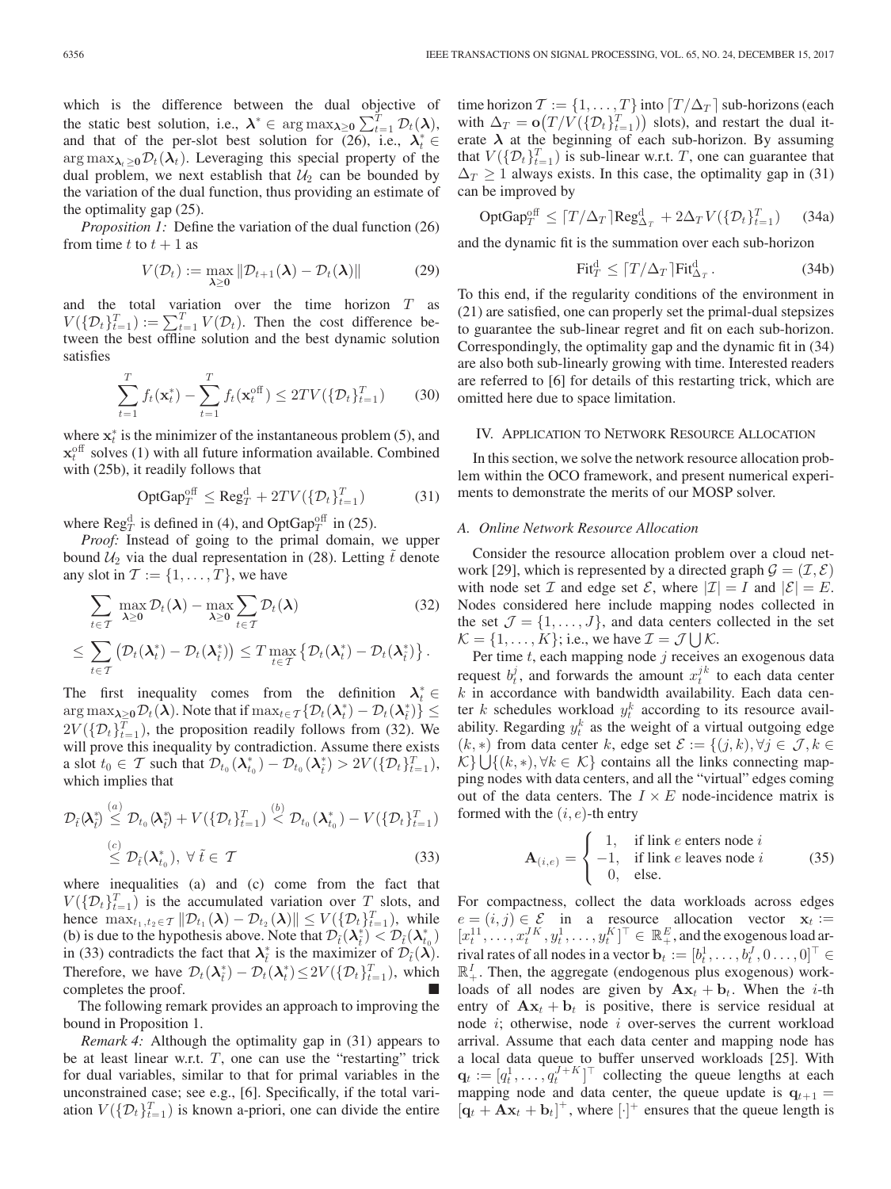which is the difference between the dual objective of the static best solution, i.e., $\boldsymbol{\lambda}^* \in \arg\max_{\boldsymbol{\lambda}\geq \mathbf{0}} \sum_{t=1}^T \mathcal{D}_t(\boldsymbol{\lambda})$, and that of the per-slot best solution for (26), i.e., $\boldsymbol{\lambda}_t^* \in \arg\max_{\boldsymbol{\lambda}_t \geq \mathbf{0}} \mathcal{D}_t(\boldsymbol{\lambda}_t)$. Leveraging this special property of the dual problem, we next establish that $\mathcal{U}_2$ can be bounded by the variation of the dual function, thus providing an estimate of the optimality gap (25).

*Proposition 1:* Define the variation of the dual function (26) from time $t$ to $t+1$ as

$$V(\mathcal{D}_t) := \max_{\boldsymbol{\lambda}\geq \mathbf{0}} \|\mathcal{D}_{t+1}(\boldsymbol{\lambda}) - \mathcal{D}_t(\boldsymbol{\lambda})\| \tag{29}$$

and the total variation over the time horizon $T$ as $V(\{\mathcal{D}_t\}_{t=1}^T) := \sum_{t=1}^T V(\mathcal{D}_t)$. Then the cost difference between the best offline solution and the best dynamic solution satisfies

$$\sum_{t=1}^T f_t(\mathbf{x}_t^*) - \sum_{t=1}^T f_t(\mathbf{x}_t^{\rm off}) \leq 2TV(\{\mathcal{D}_t\}_{t=1}^T) \tag{30}$$

where $\mathbf{x}_t^*$ is the minimizer of the instantaneous problem (5), and $\mathbf{x}_t^{\rm off}$ solves (1) with all future information available. Combined with (25b), it readily follows that

$$\text{OptGap}_T^{\rm off} \leq \text{Reg}_T^{\rm d} + 2TV(\{\mathcal{D}_t\}_{t=1}^T) \tag{31}$$

where $\text{Reg}_T^{\rm d}$ is defined in (4), and $\text{OptGap}_T^{\rm off}$ in (25).

*Proof:* Instead of going to the primal domain, we upper bound $\mathcal{U}_2$ via the dual representation in (28). Letting $\tilde{t}$ denote any slot in $\mathcal{T} := \{1, \ldots, T\}$, we have

$$\sum_{t\in\mathcal{T}} \max_{\boldsymbol{\lambda}\geq \mathbf{0}} \mathcal{D}_t(\boldsymbol{\lambda}) - \max_{\boldsymbol{\lambda}\geq \mathbf{0}} \sum_{t\in\mathcal{T}} \mathcal{D}_t(\boldsymbol{\lambda}) \tag{32}$$

$$\leq \sum_{t\in\mathcal{T}} \left(\mathcal{D}_t(\boldsymbol{\lambda}_t^*) - \mathcal{D}_t(\boldsymbol{\lambda}_{\tilde{t}}^*)\right) \leq T \max_{t\in\mathcal{T}} \left\{\mathcal{D}_t(\boldsymbol{\lambda}_t^*) - \mathcal{D}_t(\boldsymbol{\lambda}_{\tilde{t}}^*)\right\}.$$

The first inequality comes from the definition $\boldsymbol{\lambda}_t^* \in \arg\max_{\boldsymbol{\lambda}\geq\mathbf{0}} \mathcal{D}_t(\boldsymbol{\lambda})$. Note that if $\max_{t\in\mathcal{T}}\{\mathcal{D}_t(\boldsymbol{\lambda}_t^*) - \mathcal{D}_t(\boldsymbol{\lambda}_{\tilde{t}}^*)\} \leq 2V(\{\mathcal{D}_t\}_{t=1}^T)$, the proposition readily follows from (32). We will prove this inequality by contradiction. Assume there exists a slot $t_0 \in \mathcal{T}$ such that $\mathcal{D}_{t_0}(\boldsymbol{\lambda}_{t_0}^*) - \mathcal{D}_{t_0}(\boldsymbol{\lambda}_{\tilde{t}}^*) > 2V(\{\mathcal{D}_t\}_{t=1}^T)$, which implies that

$$\mathcal{D}_{\tilde{t}}(\boldsymbol{\lambda}_{\tilde{t}}^*) \overset{(a)}{\leq} \mathcal{D}_{t_0}(\boldsymbol{\lambda}_{\tilde{t}}^*) + V(\{\mathcal{D}_t\}_{t=1}^T) \overset{(b)}{<} \mathcal{D}_{t_0}(\boldsymbol{\lambda}_{t_0}^*) - V(\{\mathcal{D}_t\}_{t=1}^T)$$

$$\overset{(c)}{\leq} \mathcal{D}_{\tilde{t}}(\boldsymbol{\lambda}_{t_0}^*), \ \forall\, \tilde{t} \in \mathcal{T} \tag{33}$$

where inequalities (a) and (c) come from the fact that $V(\{\mathcal{D}_t\}_{t=1}^T)$ is the accumulated variation over $T$ slots, and hence $\max_{t_1,t_2\in\mathcal{T}} \|\mathcal{D}_{t_1}(\boldsymbol{\lambda}) - \mathcal{D}_{t_2}(\boldsymbol{\lambda})\| \leq V(\{\mathcal{D}_t\}_{t=1}^T)$, while (b) is due to the hypothesis above. Note that $\mathcal{D}_{\tilde{t}}(\boldsymbol{\lambda}_{\tilde{t}}^*) < \mathcal{D}_{\tilde{t}}(\boldsymbol{\lambda}_{t_0}^*)$ in (33) contradicts the fact that $\boldsymbol{\lambda}_{\tilde{t}}^*$ is the maximizer of $\mathcal{D}_{\tilde{t}}(\boldsymbol{\lambda})$. Therefore, we have $\mathcal{D}_t(\boldsymbol{\lambda}_t^*) - \mathcal{D}_t(\boldsymbol{\lambda}^*) \leq 2V(\{\mathcal{D}_t\}_{t=1}^T)$, which completes the proof. ∎

The following remark provides an approach to improving the bound in Proposition 1.

*Remark 4:* Although the optimality gap in (31) appears to be at least linear w.r.t. $T$, one can use the "restarting" trick for dual variables, similar to that for primal variables in the unconstrained case; see e.g., [6]. Specifically, if the total variation $V(\{\mathcal{D}_t\}_{t=1}^T)$ is known a-priori, one can divide the entire time horizon $\mathcal{T} := \{1, \ldots, T\}$ into $\lceil T/\Delta_T \rceil$ sub-horizons (each with $\Delta_T = \mathbf{o}\big(T/V(\{\mathcal{D}_t\}_{t=1}^T)\big)$ slots), and restart the dual iterate $\boldsymbol{\lambda}$ at the beginning of each sub-horizon. By assuming that $V(\{\mathcal{D}_t\}_{t=1}^T)$ is sub-linear w.r.t. $T$, one can guarantee that $\Delta_T \geq 1$ always exists. In this case, the optimality gap in (31) can be improved by

$$\text{OptGap}_T^{\rm off} \leq \lceil T/\Delta_T \rceil \text{Reg}_{\Delta_T}^{\rm d} + 2\Delta_T V(\{\mathcal{D}_t\}_{t=1}^T) \tag{34a}$$

and the dynamic fit is the summation over each sub-horizon

$$\text{Fit}_T^{\rm d} \leq \lceil T/\Delta_T \rceil \text{Fit}_{\Delta_T}^{\rm d}. \tag{34b}$$

To this end, if the regularity conditions of the environment in (21) are satisfied, one can properly set the primal-dual stepsizes to guarantee the sub-linear regret and fit on each sub-horizon. Correspondingly, the optimality gap and the dynamic fit in (34) are also both sub-linearly growing with time. Interested readers are referred to [6] for details of this restarting trick, which are omitted here due to space limitation.

## IV. Application to Network Resource Allocation

In this section, we solve the network resource allocation problem within the OCO framework, and present numerical experiments to demonstrate the merits of our MOSP solver.

### A. Online Network Resource Allocation

Consider the resource allocation problem over a cloud network [29], which is represented by a directed graph $\mathcal{G} = (\mathcal{I}, \mathcal{E})$ with node set $\mathcal{I}$ and edge set $\mathcal{E}$, where $|\mathcal{I}| = I$ and $|\mathcal{E}| = E$. Nodes considered here include mapping nodes collected in the set $\mathcal{J} = \{1, \ldots, J\}$, and data centers collected in the set $\mathcal{K} = \{1, \ldots, K\}$; i.e., we have $\mathcal{I} = \mathcal{J} \bigcup \mathcal{K}$.

Per time $t$, each mapping node $j$ receives an exogenous data request $b_t^j$, and forwards the amount $x_t^{jk}$ to each data center $k$ in accordance with bandwidth availability. Each data center $k$ schedules workload $y_t^k$ according to its resource availability. Regarding $y_t^k$ as the weight of a virtual outgoing edge $(k, *)$ from data center $k$, edge set $\mathcal{E} := \{(j,k), \forall j \in \mathcal{J}, k \in \mathcal{K}\} \bigcup \{(k, *), \forall k \in \mathcal{K}\}$ contains all the links connecting mapping nodes with data centers, and all the "virtual" edges coming out of the data centers. The $I \times E$ node-incidence matrix is formed with the $(i, e)$-th entry

$$\mathbf{A}_{(i,e)} = \begin{cases} 1, & \text{if link } e \text{ enters node } i \\ -1, & \text{if link } e \text{ leaves node } i \\ 0, & \text{else.} \end{cases} \tag{35}$$

For compactness, collect the data workloads across edges $e = (i,j) \in \mathcal{E}$ in a resource allocation vector $\mathbf{x}_t := [x_t^{11}, \ldots, x_t^{JK}, y_t^1, \ldots, y_t^K]^\top \in \mathbb{R}_+^E$, and the exogenous load arrival rates of all nodes in a vector $\mathbf{b}_t := [b_t^1, \ldots, b_t^J, 0 \ldots, 0]^\top \in \mathbb{R}_+^I$. Then, the aggregate (endogenous plus exogenous) workloads of all nodes are given by $\mathbf{A}\mathbf{x}_t + \mathbf{b}_t$. When the $i$-th entry of $\mathbf{A}\mathbf{x}_t + \mathbf{b}_t$ is positive, there is service residual at node $i$; otherwise, node $i$ over-serves the current workload arrival. Assume that each data center and mapping node has a local data queue to buffer unserved workloads [25]. With $\mathbf{q}_t := [q_t^1, \ldots, q_t^{J+K}]^\top$ collecting the queue lengths at each mapping node and data center, the queue update is $\mathbf{q}_{t+1} = [\mathbf{q}_t + \mathbf{A}\mathbf{x}_t + \mathbf{b}_t]^+$, where $[\cdot]^+$ ensures that the queue length is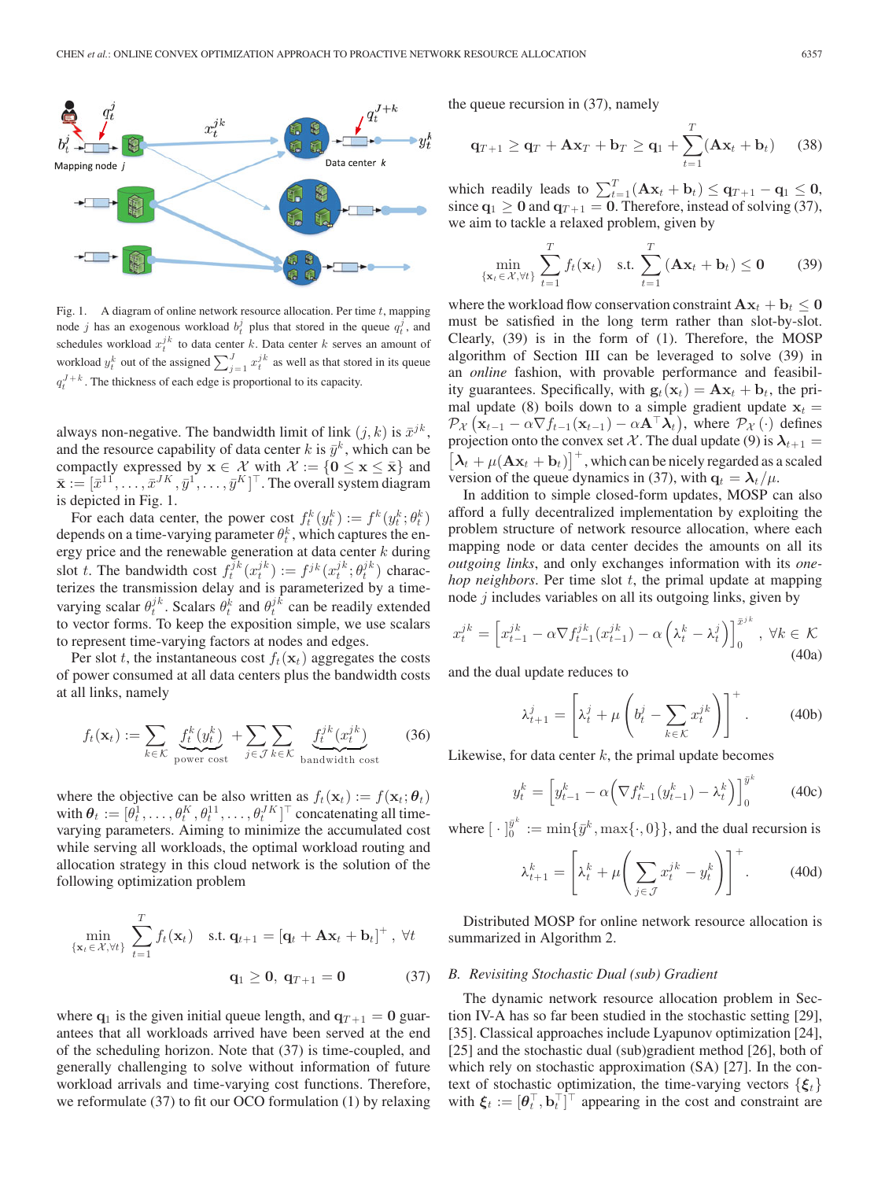Fig. 1. A diagram of online network resource allocation. Per time $t$, mapping node $j$ has an exogenous workload $b_t^j$ plus that stored in the queue $q_t^j$, and schedules workload $x_t^{jk}$ to data center $k$. Data center $k$ serves an amount of workload $y_t^k$ out of the assigned $\sum_{j=1}^J x_t^{jk}$ as well as that stored in its queue $q_t^{J+k}$. The thickness of each edge is proportional to its capacity.

always non-negative. The bandwidth limit of link $(j,k)$ is $\bar{x}^{jk}$, and the resource capability of data center $k$ is $\bar{y}^k$, which can be compactly expressed by $\mathbf{x} \in \mathcal{X}$ with $\mathcal{X} := \{\mathbf{0} \le \mathbf{x} \le \bar{\mathbf{x}}\}$ and $\bar{\mathbf{x}} := [\bar{x}^{11}, \ldots, \bar{x}^{JK}, \bar{y}^1, \ldots, \bar{y}^K]^\top$. The overall system diagram is depicted in Fig. 1.

For each data center, the power cost $f_t^k(y_t^k) := f^k(y_t^k; \theta_t^k)$ depends on a time-varying parameter $\theta_t^k$, which captures the energy price and the renewable generation at data center $k$ during slot $t$. The bandwidth cost $f_t^{jk}(x_t^{jk}) := f^{jk}(x_t^{jk}; \theta_t^{jk})$ characterizes the transmission delay and is parameterized by a time-varying scalar $\theta_t^{jk}$. Scalars $\theta_t^k$ and $\theta_t^{jk}$ can be readily extended to vector forms. To keep the exposition simple, we use scalars to represent time-varying factors at nodes and edges.

Per slot $t$, the instantaneous cost $f_t(\mathbf{x}_t)$ aggregates the costs of power consumed at all data centers plus the bandwidth costs at all links, namely

$$f_t(\mathbf{x}_t) := \sum_{k\in\mathcal{K}} \underbrace{f_t^k(y_t^k)}_{\text{power cost}} + \sum_{j\in\mathcal{J}}\sum_{k\in\mathcal{K}} \underbrace{f_t^{jk}(x_t^{jk})}_{\text{bandwidth cost}} \tag{36}$$

where the objective can be also written as $f_t(\mathbf{x}_t) := f(\mathbf{x}_t; \boldsymbol{\theta}_t)$ with $\boldsymbol{\theta}_t := [\theta_t^1, \ldots, \theta_t^K, \theta_t^{11}, \ldots, \theta_t^{JK}]^\top$ concatenating all time-varying parameters. Aiming to minimize the accumulated cost while serving all workloads, the optimal workload routing and allocation strategy in this cloud network is the solution of the following optimization problem

$$\min_{\{\mathbf{x}_t\in\mathcal{X},\forall t\}} \sum_{t=1}^T f_t(\mathbf{x}_t) \quad \text{s.t. } \mathbf{q}_{t+1} = [\mathbf{q}_t + \mathbf{A}\mathbf{x}_t + \mathbf{b}_t]^+, \ \forall t$$
$$\mathbf{q}_1 \ge \mathbf{0},\ \mathbf{q}_{T+1} = \mathbf{0} \tag{37}$$

where $\mathbf{q}_1$ is the given initial queue length, and $\mathbf{q}_{T+1} = \mathbf{0}$ guarantees that all workloads arrived have been served at the end of the scheduling horizon. Note that (37) is time-coupled, and generally challenging to solve without information of future workload arrivals and time-varying cost functions. Therefore, we reformulate (37) to fit our OCO formulation (1) by relaxing the queue recursion in (37), namely

$$\mathbf{q}_{T+1} \ge \mathbf{q}_T + \mathbf{A}\mathbf{x}_T + \mathbf{b}_T \ge \mathbf{q}_1 + \sum_{t=1}^T (\mathbf{A}\mathbf{x}_t + \mathbf{b}_t) \tag{38}$$

which readily leads to $\sum_{t=1}^T (\mathbf{A}\mathbf{x}_t + \mathbf{b}_t) \le \mathbf{q}_{T+1} - \mathbf{q}_1 \le \mathbf{0}$, since $\mathbf{q}_1 \ge \mathbf{0}$ and $\mathbf{q}_{T+1} = \mathbf{0}$. Therefore, instead of solving (37), we aim to tackle a relaxed problem, given by

$$\min_{\{\mathbf{x}_t\in\mathcal{X},\forall t\}} \sum_{t=1}^T f_t(\mathbf{x}_t) \quad \text{s.t. } \sum_{t=1}^T (\mathbf{A}\mathbf{x}_t + \mathbf{b}_t) \le \mathbf{0} \tag{39}$$

where the workload flow conservation constraint $\mathbf{A}\mathbf{x}_t + \mathbf{b}_t \le \mathbf{0}$ must be satisfied in the long term rather than slot-by-slot. Clearly, (39) is in the form of (1). Therefore, the MOSP algorithm of Section III can be leveraged to solve (39) in an *online* fashion, with provable performance and feasibility guarantees. Specifically, with $\mathbf{g}_t(\mathbf{x}_t) = \mathbf{A}\mathbf{x}_t + \mathbf{b}_t$, the primal update (8) boils down to a simple gradient update $\mathbf{x}_t = \mathcal{P}_{\mathcal{X}}\left(\mathbf{x}_{t-1} - \alpha\nabla f_{t-1}(\mathbf{x}_{t-1}) - \alpha\mathbf{A}^\top\boldsymbol{\lambda}_t\right)$, where $\mathcal{P}_{\mathcal{X}}(\cdot)$ defines projection onto the convex set $\mathcal{X}$. The dual update (9) is $\boldsymbol{\lambda}_{t+1} = \left[\boldsymbol{\lambda}_t + \mu(\mathbf{A}\mathbf{x}_t + \mathbf{b}_t)\right]^+$, which can be nicely regarded as a scaled version of the queue dynamics in (37), with $\mathbf{q}_t = \boldsymbol{\lambda}_t/\mu$.

In addition to simple closed-form updates, MOSP can also afford a fully decentralized implementation by exploiting the problem structure of network resource allocation, where each mapping node or data center decides the amounts on all its *outgoing links*, and only exchanges information with its *one-hop neighbors*. Per time slot $t$, the primal update at mapping node $j$ includes variables on all its outgoing links, given by

$$x_t^{jk} = \left[x_{t-1}^{jk} - \alpha\nabla f_{t-1}^{jk}(x_{t-1}^{jk}) - \alpha\left(\lambda_t^k - \lambda_t^j\right)\right]_0^{\bar{x}^{jk}}, \ \forall k \in \mathcal{K} \tag{40a}$$

and the dual update reduces to

$$\lambda_{t+1}^j = \left[\lambda_t^j + \mu\left(b_t^j - \sum_{k\in\mathcal{K}} x_t^{jk}\right)\right]^+. \tag{40b}$$

Likewise, for data center $k$, the primal update becomes

$$y_t^k = \left[y_{t-1}^k - \alpha\left(\nabla f_{t-1}^k(y_{t-1}^k) - \lambda_t^k\right)\right]_0^{\bar{y}^k} \tag{40c}$$

where $[\cdot]_0^{\bar{y}^k} := \min\{\bar{y}^k, \max\{\cdot, 0\}\}$, and the dual recursion is

$$\lambda_{t+1}^k = \left[\lambda_t^k + \mu\left(\sum_{j\in\mathcal{J}} x_t^{jk} - y_t^k\right)\right]^+. \tag{40d}$$

Distributed MOSP for online network resource allocation is summarized in Algorithm 2.

### *B. Revisiting Stochastic Dual (sub) Gradient*

The dynamic network resource allocation problem in Section IV-A has so far been studied in the stochastic setting [29], [35]. Classical approaches include Lyapunov optimization [24], [25] and the stochastic dual (sub)gradient method [26], both of which rely on stochastic approximation (SA) [27]. In the context of stochastic optimization, the time-varying vectors $\{\boldsymbol{\xi}_t\}$ with $\boldsymbol{\xi}_t := [\boldsymbol{\theta}_t^\top, \mathbf{b}_t^\top]^\top$ appearing in the cost and constraint are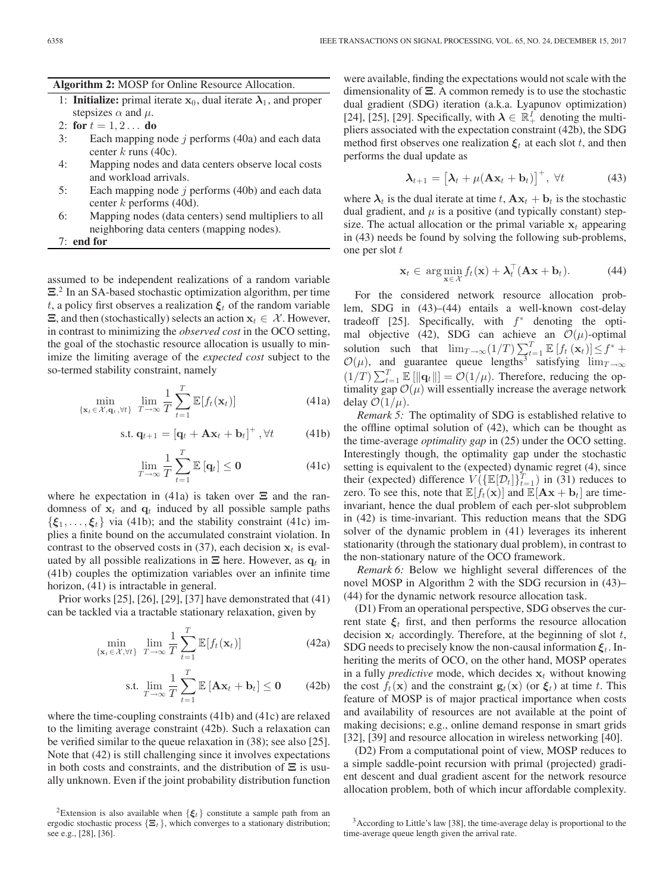**Algorithm 2:** MOSP for Online Resource Allocation.

1: **Initialize:** primal iterate $\mathbf{x}_0$, dual iterate $\boldsymbol{\lambda}_1$, and proper stepsizes $\alpha$ and $\mu$.
2: **for** $t = 1, 2 \ldots$ **do**
3: Each mapping node $j$ performs (40a) and each data center $k$ runs (40c).
4: Mapping nodes and data centers observe local costs and workload arrivals.
5: Each mapping node $j$ performs (40b) and each data center $k$ performs (40d).
6: Mapping nodes (data centers) send multipliers to all neighboring data centers (mapping nodes).
7: **end for**

assumed to be independent realizations of a random variable $\boldsymbol{\Xi}$.[2] In an SA-based stochastic optimization algorithm, per time $t$, a policy first observes a realization $\boldsymbol{\xi}_t$ of the random variable $\boldsymbol{\Xi}$, and then (stochastically) selects an action $\mathbf{x}_t \in \mathcal{X}$. However, in contrast to minimizing the *observed cost* in the OCO setting, the goal of the stochastic resource allocation is usually to minimize the limiting average of the *expected cost* subject to the so-termed stability constraint, namely

$$\min_{\{\mathbf{x}_t \in \mathcal{X}, \mathbf{q}_t, \forall t\}} \lim_{T\to\infty} \frac{1}{T}\sum_{t=1}^{T} \mathbb{E}[f_t(\mathbf{x}_t)] \tag{41a}$$

$$\text{s.t. } \mathbf{q}_{t+1} = \left[\mathbf{q}_t + \mathbf{A}\mathbf{x}_t + \mathbf{b}_t\right]^+, \forall t \tag{41b}$$

$$\lim_{T\to\infty} \frac{1}{T}\sum_{t=1}^{T} \mathbb{E}\left[\mathbf{q}_t\right] \leq \mathbf{0} \tag{41c}$$

where he expectation in (41a) is taken over $\boldsymbol{\Xi}$ and the randomness of $\mathbf{x}_t$ and $\mathbf{q}_t$ induced by all possible sample paths $\{\boldsymbol{\xi}_1, \ldots, \boldsymbol{\xi}_t\}$ via (41b); and the stability constraint (41c) implies a finite bound on the accumulated constraint violation. In contrast to the observed costs in (37), each decision $\mathbf{x}_t$ is evaluated by all possible realizations in $\boldsymbol{\Xi}$ here. However, as $\mathbf{q}_t$ in (41b) couples the optimization variables over an infinite time horizon, (41) is intractable in general.

Prior works [25], [26], [29], [37] have demonstrated that (41) can be tackled via a tractable stationary relaxation, given by

$$\min_{\{\mathbf{x}_t \in \mathcal{X}, \forall t\}} \lim_{T\to\infty} \frac{1}{T}\sum_{t=1}^{T} \mathbb{E}[f_t(\mathbf{x}_t)] \tag{42a}$$

$$\text{s.t. } \lim_{T\to\infty} \frac{1}{T}\sum_{t=1}^{T} \mathbb{E}\left[\mathbf{A}\mathbf{x}_t + \mathbf{b}_t\right] \leq \mathbf{0} \tag{42b}$$

where the time-coupling constraints (41b) and (41c) are relaxed to the limiting average constraint (42b). Such a relaxation can be verified similar to the queue relaxation in (38); see also [25]. Note that (42) is still challenging since it involves expectations in both costs and constraints, and the distribution of $\boldsymbol{\Xi}$ is usually unknown. Even if the joint probability distribution function were available, finding the expectations would not scale with the dimensionality of $\boldsymbol{\Xi}$. A common remedy is to use the stochastic dual gradient (SDG) iteration (a.k.a. Lyapunov optimization) [24], [25], [29]. Specifically, with $\boldsymbol{\lambda} \in \mathbb{R}_+^I$ denoting the multipliers associated with the expectation constraint (42b), the SDG method first observes one realization $\boldsymbol{\xi}_t$ at each slot $t$, and then performs the dual update as

$$\boldsymbol{\lambda}_{t+1} = \left[\boldsymbol{\lambda}_t + \mu(\mathbf{A}\mathbf{x}_t + \mathbf{b}_t)\right]^+, \ \forall t \tag{43}$$

where $\boldsymbol{\lambda}_t$ is the dual iterate at time $t$, $\mathbf{A}\mathbf{x}_t + \mathbf{b}_t$ is the stochastic dual gradient, and $\mu$ is a positive (and typically constant) stepsize. The actual allocation or the primal variable $\mathbf{x}_t$ appearing in (43) needs be found by solving the following sub-problems, one per slot $t$

$$\mathbf{x}_t \in \arg\min_{\mathbf{x}\in\mathcal{X}} f_t(\mathbf{x}) + \boldsymbol{\lambda}_t^\top(\mathbf{A}\mathbf{x} + \mathbf{b}_t). \tag{44}$$

For the considered network resource allocation problem, SDG in (43)–(44) entails a well-known cost-delay tradeoff [25]. Specifically, with $f^*$ denoting the optimal objective (42), SDG can achieve an $\mathcal{O}(\mu)$-optimal solution such that $\lim_{T\to\infty}(1/T)\sum_{t=1}^{T}\mathbb{E}\left[f_t\left(\mathbf{x}_t\right)\right] \leq f^* + \mathcal{O}(\mu)$, and guarantee queue lengths[3] satisfying $\lim_{T\to\infty}(1/T)\sum_{t=1}^{T}\mathbb{E}\left[\|\mathbf{q}_t\|\right] = \mathcal{O}(1/\mu)$. Therefore, reducing the optimality gap $\mathcal{O}(\mu)$ will essentially increase the average network delay $\mathcal{O}(1/\mu)$.

*Remark 5:* The optimality of SDG is established relative to the offline optimal solution of (42), which can be thought as the time-average *optimality gap* in (25) under the OCO setting. Interestingly though, the optimality gap under the stochastic setting is equivalent to the (expected) dynamic regret (4), since their (expected) difference $V(\{\mathbb{E}[\mathcal{D}_t]\}_{t=1}^T)$ in (31) reduces to zero. To see this, note that $\mathbb{E}[f_t(\mathbf{x})]$ and $\mathbb{E}[\mathbf{A}\mathbf{x} + \mathbf{b}_t]$ are time-invariant, hence the dual problem of each per-slot subproblem in (42) is time-invariant. This reduction means that the SDG solver of the dynamic problem in (41) leverages its inherent stationarity (through the stationary dual problem), in contrast to the non-stationary nature of the OCO framework.

*Remark 6:* Below we highlight several differences of the novel MOSP in Algorithm 2 with the SDG recursion in (43)–(44) for the dynamic network resource allocation task.

(D1) From an operational perspective, SDG observes the current state $\boldsymbol{\xi}_t$ first, and then performs the resource allocation decision $\mathbf{x}_t$ accordingly. Therefore, at the beginning of slot $t$, SDG needs to precisely know the non-causal information $\boldsymbol{\xi}_t$. Inheriting the merits of OCO, on the other hand, MOSP operates in a fully *predictive* mode, which decides $\mathbf{x}_t$ without knowing the cost $f_t(\mathbf{x})$ and the constraint $\mathbf{g}_t(\mathbf{x})$ (or $\boldsymbol{\xi}_t$) at time $t$. This feature of MOSP is of major practical importance when costs and availability of resources are not available at the point of making decisions; e.g., online demand response in smart grids [32], [39] and resource allocation in wireless networking [40].

(D2) From a computational point of view, MOSP reduces to a simple saddle-point recursion with primal (projected) gradient descent and dual gradient ascent for the network resource allocation problem, both of which incur affordable complexity.

[2]Extension is also available when $\{\boldsymbol{\xi}_t\}$ constitute a sample path from an ergodic stochastic process $\{\boldsymbol{\Xi}_t\}$, which converges to a stationary distribution; see e.g., [28], [36].

[3]According to Little's law [38], the time-average delay is proportional to the time-average queue length given the arrival rate.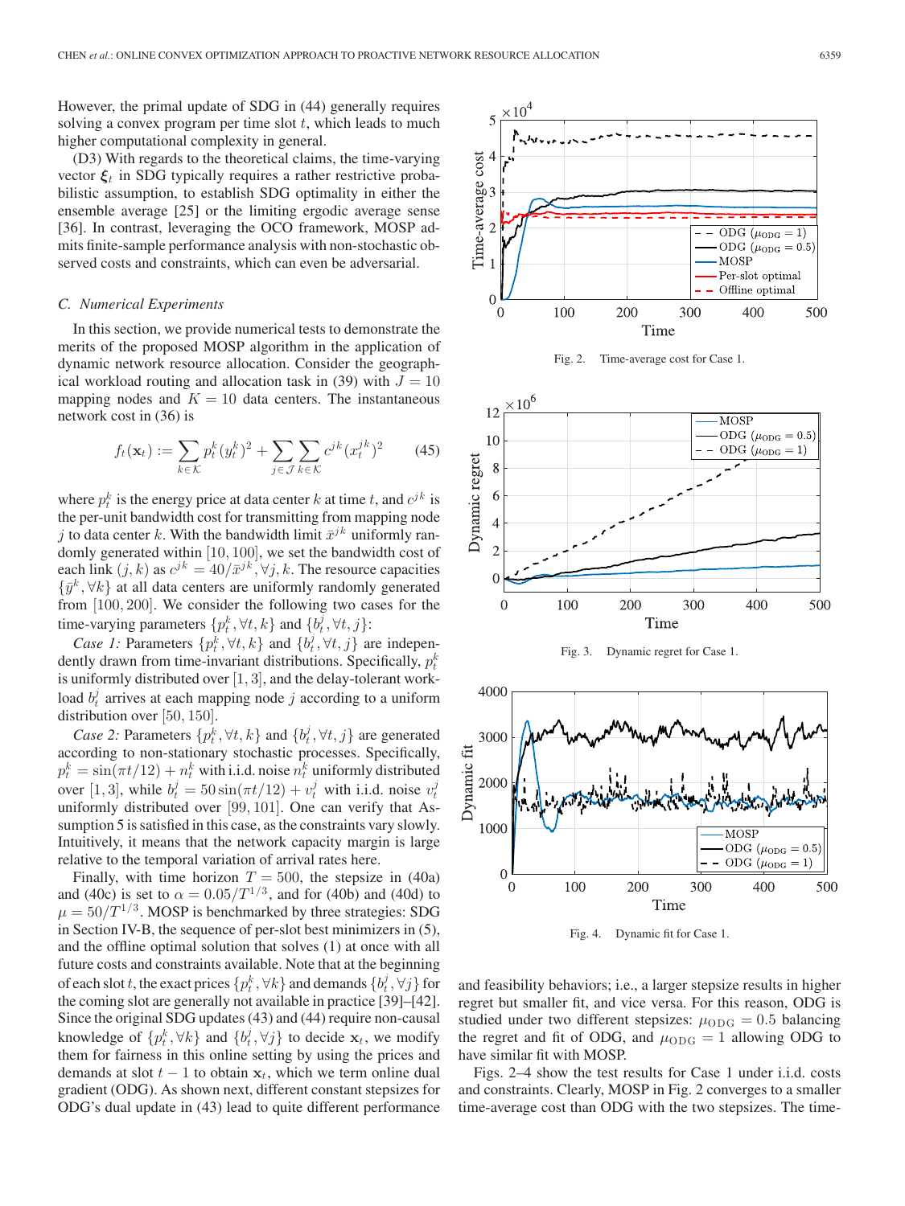However, the primal update of SDG in (44) generally requires solving a convex program per time slot $t$, which leads to much higher computational complexity in general.

(D3) With regards to the theoretical claims, the time-varying vector $\boldsymbol{\xi}_t$ in SDG typically requires a rather restrictive probabilistic assumption, to establish SDG optimality in either the ensemble average [25] or the limiting ergodic average sense [36]. In contrast, leveraging the OCO framework, MOSP admits finite-sample performance analysis with non-stochastic observed costs and constraints, which can even be adversarial.

### C. Numerical Experiments

In this section, we provide numerical tests to demonstrate the merits of the proposed MOSP algorithm in the application of dynamic network resource allocation. Consider the geographical workload routing and allocation task in (39) with $J = 10$ mapping nodes and $K = 10$ data centers. The instantaneous network cost in (36) is

$$f_t(\mathbf{x}_t) := \sum_{k\in\mathcal{K}} p_t^k (y_t^k)^2 + \sum_{j\in\mathcal{J}}\sum_{k\in\mathcal{K}} c^{jk}(x_t^{jk})^2 \tag{45}$$

where $p_t^k$ is the energy price at data center $k$ at time $t$, and $c^{jk}$ is the per-unit bandwidth cost for transmitting from mapping node $j$ to data center $k$. With the bandwidth limit $\bar{x}^{jk}$ uniformly randomly generated within $[10, 100]$, we set the bandwidth cost of each link $(j, k)$ as $c^{jk} = 40/\bar{x}^{jk}, \forall j, k$. The resource capacities $\{\bar{y}^k, \forall k\}$ at all data centers are uniformly randomly generated from $[100, 200]$. We consider the following two cases for the time-varying parameters $\{p_t^k, \forall t, k\}$ and $\{b_t^j, \forall t, j\}$:

*Case 1:* Parameters $\{p_t^k, \forall t, k\}$ and $\{b_t^j, \forall t, j\}$ are independently drawn from time-invariant distributions. Specifically, $p_t^k$ is uniformly distributed over $[1, 3]$, and the delay-tolerant workload $b_t^j$ arrives at each mapping node $j$ according to a uniform distribution over $[50, 150]$.

*Case 2:* Parameters $\{p_t^k, \forall t, k\}$ and $\{b_t^j, \forall t, j\}$ are generated according to non-stationary stochastic processes. Specifically, $p_t^k = \sin(\pi t/12) + n_t^k$ with i.i.d. noise $n_t^k$ uniformly distributed over $[1, 3]$, while $b_t^j = 50\sin(\pi t/12) + v_t^j$ with i.i.d. noise $v_t^j$ uniformly distributed over $[99, 101]$. One can verify that Assumption 5 is satisfied in this case, as the constraints vary slowly. Intuitively, it means that the network capacity margin is large relative to the temporal variation of arrival rates here.

Finally, with time horizon $T = 500$, the stepsize in (40a) and (40c) is set to $\alpha = 0.05/T^{1/3}$, and for (40b) and (40d) to $\mu = 50/T^{1/3}$. MOSP is benchmarked by three strategies: SDG in Section IV-B, the sequence of per-slot best minimizers in (5), and the offline optimal solution that solves (1) at once with all future costs and constraints available. Note that at the beginning of each slot $t$, the exact prices $\{p_t^k, \forall k\}$ and demands $\{b_t^j, \forall j\}$ for the coming slot are generally not available in practice [39]–[42]. Since the original SDG updates (43) and (44) require non-causal knowledge of $\{p_t^k, \forall k\}$ and $\{b_t^j, \forall j\}$ to decide $\mathbf{x}_t$, we modify them for fairness in this online setting by using the prices and demands at slot $t-1$ to obtain $\mathbf{x}_t$, which we term online dual gradient (ODG). As shown next, different constant stepsizes for ODG's dual update in (43) lead to quite different performance and feasibility behaviors; i.e., a larger stepsize results in higher regret but smaller fit, and vice versa. For this reason, ODG is studied under two different stepsizes: $\mu_{\rm ODG} = 0.5$ balancing the regret and fit of ODG, and $\mu_{\rm ODG} = 1$ allowing ODG to have similar fit with MOSP.

Fig. 2. Time-average cost for Case 1.

Fig. 3. Dynamic regret for Case 1.

Fig. 4. Dynamic fit for Case 1.

Figs. 2–4 show the test results for Case 1 under i.i.d. costs and constraints. Clearly, MOSP in Fig. 2 converges to a smaller time-average cost than ODG with the two stepsizes. The time-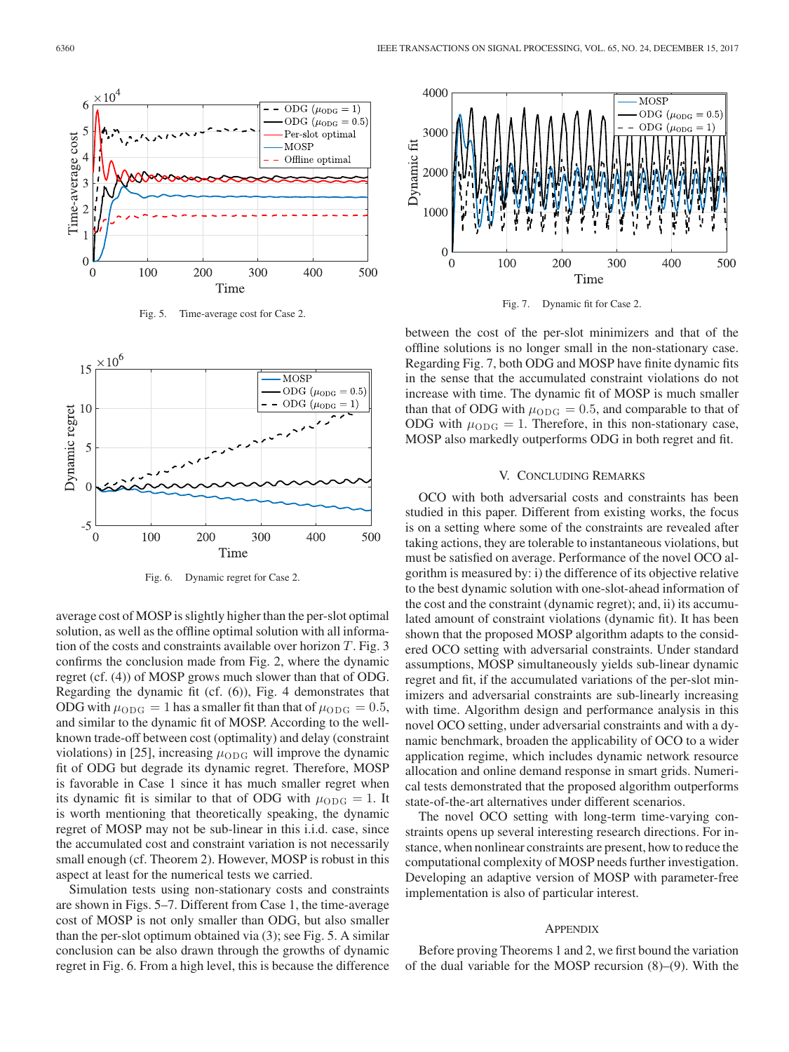Fig. 5. Time-average cost for Case 2.

Fig. 6. Dynamic regret for Case 2.

average cost of MOSP is slightly higher than the per-slot optimal solution, as well as the offline optimal solution with all information of the costs and constraints available over horizon $T$. Fig. 3 confirms the conclusion made from Fig. 2, where the dynamic regret (cf. (4)) of MOSP grows much slower than that of ODG. Regarding the dynamic fit (cf. (6)), Fig. 4 demonstrates that ODG with $\mu_{\rm ODG}=1$ has a smaller fit than that of $\mu_{\rm ODG}=0.5$, and similar to the dynamic fit of MOSP. According to the well-known trade-off between cost (optimality) and delay (constraint violations) in [25], increasing $\mu_{\rm ODG}$ will improve the dynamic fit of ODG but degrade its dynamic regret. Therefore, MOSP is favorable in Case 1 since it has much smaller regret when its dynamic fit is similar to that of ODG with $\mu_{\rm ODG}=1$. It is worth mentioning that theoretically speaking, the dynamic regret of MOSP may not be sub-linear in this i.i.d. case, since the accumulated cost and constraint variation is not necessarily small enough (cf. Theorem 2). However, MOSP is robust in this aspect at least for the numerical tests we carried.

Simulation tests using non-stationary costs and constraints are shown in Figs. 5–7. Different from Case 1, the time-average cost of MOSP is not only smaller than ODG, but also smaller than the per-slot optimum obtained via (3); see Fig. 5. A similar conclusion can be also drawn through the growths of dynamic regret in Fig. 6. From a high level, this is because the difference between the cost of the per-slot minimizers and that of the offline solutions is no longer small in the non-stationary case. Regarding Fig. 7, both ODG and MOSP have finite dynamic fits in the sense that the accumulated constraint violations do not increase with time. The dynamic fit of MOSP is much smaller than that of ODG with $\mu_{\rm ODG}=0.5$, and comparable to that of ODG with $\mu_{\rm ODG}=1$. Therefore, in this non-stationary case, MOSP also markedly outperforms ODG in both regret and fit.

Fig. 7. Dynamic fit for Case 2.

## V. Concluding Remarks

OCO with both adversarial costs and constraints has been studied in this paper. Different from existing works, the focus is on a setting where some of the constraints are revealed after taking actions, they are tolerable to instantaneous violations, but must be satisfied on average. Performance of the novel OCO algorithm is measured by: i) the difference of its objective relative to the best dynamic solution with one-slot-ahead information of the cost and the constraint (dynamic regret); and, ii) its accumulated amount of constraint violations (dynamic fit). It has been shown that the proposed MOSP algorithm adapts to the considered OCO setting with adversarial constraints. Under standard assumptions, MOSP simultaneously yields sub-linear dynamic regret and fit, if the accumulated variations of the per-slot minimizers and adversarial constraints are sub-linearly increasing with time. Algorithm design and performance analysis in this novel OCO setting, under adversarial constraints and with a dynamic benchmark, broaden the applicability of OCO to a wider application regime, which includes dynamic network resource allocation and online demand response in smart grids. Numerical tests demonstrated that the proposed algorithm outperforms state-of-the-art alternatives under different scenarios.

The novel OCO setting with long-term time-varying constraints opens up several interesting research directions. For instance, when nonlinear constraints are present, how to reduce the computational complexity of MOSP needs further investigation. Developing an adaptive version of MOSP with parameter-free implementation is also of particular interest.

## Appendix

Before proving Theorems 1 and 2, we first bound the variation of the dual variable for the MOSP recursion (8)–(9). With the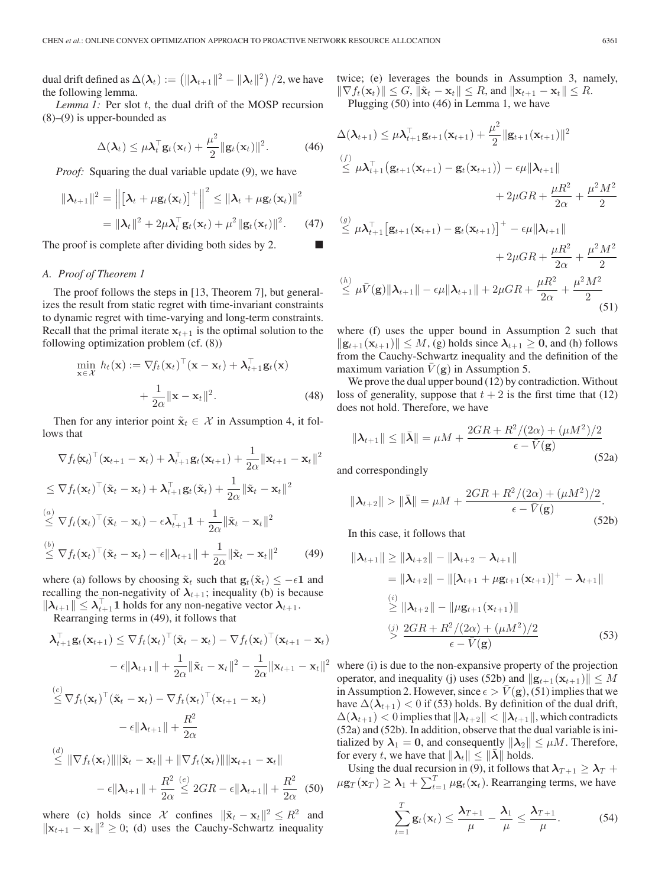dual drift defined as $\Delta(\boldsymbol{\lambda}_t) := \left(\|\boldsymbol{\lambda}_{t+1}\|^2 - \|\boldsymbol{\lambda}_t\|^2\right)/2$, we have the following lemma.

*Lemma 1:* Per slot $t$, the dual drift of the MOSP recursion (8)–(9) is upper-bounded as

$$\Delta(\boldsymbol{\lambda}_t) \le \mu \boldsymbol{\lambda}_t^\top \mathbf{g}_t(\mathbf{x}_t) + \frac{\mu^2}{2}\|\mathbf{g}_t(\mathbf{x}_t)\|^2. \tag{46}$$

*Proof:* Squaring the dual variable update (9), we have

$$\begin{aligned}\|\boldsymbol{\lambda}_{t+1}\|^2 &= \left\|\left[\boldsymbol{\lambda}_t + \mu \mathbf{g}_t(\mathbf{x}_t)\right]^+\right\|^2 \le \|\boldsymbol{\lambda}_t + \mu \mathbf{g}_t(\mathbf{x}_t)\|^2 \\ &= \|\boldsymbol{\lambda}_t\|^2 + 2\mu \boldsymbol{\lambda}_t^\top \mathbf{g}_t(\mathbf{x}_t) + \mu^2\|\mathbf{g}_t(\mathbf{x}_t)\|^2. \end{aligned} \tag{47}$$

The proof is complete after dividing both sides by 2. ■

### A. Proof of Theorem 1

The proof follows the steps in [13, Theorem 7], but generalizes the result from static regret with time-invariant constraints to dynamic regret with time-varying and long-term constraints. Recall that the primal iterate $\mathbf{x}_{t+1}$ is the optimal solution to the following optimization problem (cf. (8))

$$\min_{\mathbf{x}\in\mathcal{X}} \; h_t(\mathbf{x}) := \nabla f_t(\mathbf{x}_t)^\top(\mathbf{x}-\mathbf{x}_t) + \boldsymbol{\lambda}_{t+1}^\top \mathbf{g}_t(\mathbf{x}) + \frac{1}{2\alpha}\|\mathbf{x}-\mathbf{x}_t\|^2. \tag{48}$$

Then for any interior point $\tilde{\mathbf{x}}_t \in \mathcal{X}$ in Assumption 4, it follows that

$$\begin{aligned}&\nabla f_t(\mathbf{x}_t)^\top(\mathbf{x}_{t+1}-\mathbf{x}_t) + \boldsymbol{\lambda}_{t+1}^\top \mathbf{g}_t(\mathbf{x}_{t+1}) + \frac{1}{2\alpha}\|\mathbf{x}_{t+1}-\mathbf{x}_t\|^2 \\ &\le \nabla f_t(\mathbf{x}_t)^\top(\tilde{\mathbf{x}}_t-\mathbf{x}_t) + \boldsymbol{\lambda}_{t+1}^\top \mathbf{g}_t(\tilde{\mathbf{x}}_t) + \frac{1}{2\alpha}\|\tilde{\mathbf{x}}_t-\mathbf{x}_t\|^2 \\ &\overset{(a)}{\le} \nabla f_t(\mathbf{x}_t)^\top(\tilde{\mathbf{x}}_t-\mathbf{x}_t) - \epsilon\boldsymbol{\lambda}_{t+1}^\top \mathbf{1} + \frac{1}{2\alpha}\|\tilde{\mathbf{x}}_t-\mathbf{x}_t\|^2 \\ &\overset{(b)}{\le} \nabla f_t(\mathbf{x}_t)^\top(\tilde{\mathbf{x}}_t-\mathbf{x}_t) - \epsilon\|\boldsymbol{\lambda}_{t+1}\| + \frac{1}{2\alpha}\|\tilde{\mathbf{x}}_t-\mathbf{x}_t\|^2 \end{aligned} \tag{49}$$

where (a) follows by choosing $\tilde{\mathbf{x}}_t$ such that $\mathbf{g}_t(\tilde{\mathbf{x}}_t) \le -\epsilon\mathbf{1}$ and recalling the non-negativity of $\boldsymbol{\lambda}_{t+1}$; inequality (b) is because $\|\boldsymbol{\lambda}_{t+1}\| \le \boldsymbol{\lambda}_{t+1}^\top\mathbf{1}$ holds for any non-negative vector $\boldsymbol{\lambda}_{t+1}$.

Rearranging terms in (49), it follows that

$$\begin{aligned}\boldsymbol{\lambda}_{t+1}^\top \mathbf{g}_t(\mathbf{x}_{t+1}) &\le \nabla f_t(\mathbf{x}_t)^\top(\tilde{\mathbf{x}}_t-\mathbf{x}_t) - \nabla f_t(\mathbf{x}_t)^\top(\mathbf{x}_{t+1}-\mathbf{x}_t) \\ &\quad - \epsilon\|\boldsymbol{\lambda}_{t+1}\| + \frac{1}{2\alpha}\|\tilde{\mathbf{x}}_t-\mathbf{x}_t\|^2 - \frac{1}{2\alpha}\|\mathbf{x}_{t+1}-\mathbf{x}_t\|^2 \\ &\overset{(c)}{\le} \nabla f_t(\mathbf{x}_t)^\top(\tilde{\mathbf{x}}_t-\mathbf{x}_t) - \nabla f_t(\mathbf{x}_t)^\top(\mathbf{x}_{t+1}-\mathbf{x}_t) \\ &\quad - \epsilon\|\boldsymbol{\lambda}_{t+1}\| + \frac{R^2}{2\alpha} \\ &\overset{(d)}{\le} \|\nabla f_t(\mathbf{x}_t)\|\|\tilde{\mathbf{x}}_t-\mathbf{x}_t\| + \|\nabla f_t(\mathbf{x}_t)\|\|\mathbf{x}_{t+1}-\mathbf{x}_t\| \\ &\quad - \epsilon\|\boldsymbol{\lambda}_{t+1}\| + \frac{R^2}{2\alpha} \overset{(e)}{\le} 2GR - \epsilon\|\boldsymbol{\lambda}_{t+1}\| + \frac{R^2}{2\alpha} \end{aligned} \tag{50}$$

where (c) holds since $\mathcal{X}$ confines $\|\tilde{\mathbf{x}}_t-\mathbf{x}_t\|^2 \le R^2$ and $\|\mathbf{x}_{t+1}-\mathbf{x}_t\|^2 \ge 0$; (d) uses the Cauchy-Schwartz inequality twice; (e) leverages the bounds in Assumption 3, namely, $\|\nabla f_t(\mathbf{x}_t)\| \le G$, $\|\tilde{\mathbf{x}}_t-\mathbf{x}_t\| \le R$, and $\|\mathbf{x}_{t+1}-\mathbf{x}_t\| \le R$.

Plugging (50) into (46) in Lemma 1, we have

$$\begin{aligned}\Delta(\boldsymbol{\lambda}_{t+1}) &\le \mu\boldsymbol{\lambda}_{t+1}^\top \mathbf{g}_{t+1}(\mathbf{x}_{t+1}) + \frac{\mu^2}{2}\|\mathbf{g}_{t+1}(\mathbf{x}_{t+1})\|^2 \\ &\overset{(f)}{\le} \mu\boldsymbol{\lambda}_{t+1}^\top\big(\mathbf{g}_{t+1}(\mathbf{x}_{t+1}) - \mathbf{g}_t(\mathbf{x}_{t+1})\big) - \epsilon\mu\|\boldsymbol{\lambda}_{t+1}\| \\ &\quad + 2\mu GR + \frac{\mu R^2}{2\alpha} + \frac{\mu^2M^2}{2} \\ &\overset{(g)}{\le} \mu\boldsymbol{\lambda}_{t+1}^\top\big[\mathbf{g}_{t+1}(\mathbf{x}_{t+1}) - \mathbf{g}_t(\mathbf{x}_{t+1})\big]^+ - \epsilon\mu\|\boldsymbol{\lambda}_{t+1}\| \\ &\quad + 2\mu GR + \frac{\mu R^2}{2\alpha} + \frac{\mu^2M^2}{2} \\ &\overset{(h)}{\le} \mu\bar{V}(\mathbf{g})\|\boldsymbol{\lambda}_{t+1}\| - \epsilon\mu\|\boldsymbol{\lambda}_{t+1}\| + 2\mu GR + \frac{\mu R^2}{2\alpha} + \frac{\mu^2M^2}{2} \end{aligned} \tag{51}$$

where (f) uses the upper bound in Assumption 2 such that $\|\mathbf{g}_{t+1}(\mathbf{x}_{t+1})\| \le M$, (g) holds since $\boldsymbol{\lambda}_{t+1} \ge \mathbf{0}$, and (h) follows from the Cauchy-Schwartz inequality and the definition of the maximum variation $\bar{V}(\mathbf{g})$ in Assumption 5.

We prove the dual upper bound (12) by contradiction. Without loss of generality, suppose that $t+2$ is the first time that (12) does not hold. Therefore, we have

$$\|\boldsymbol{\lambda}_{t+1}\| \le \|\bar{\boldsymbol{\lambda}}\| = \mu M + \frac{2GR + R^2/(2\alpha) + (\mu M^2)/2}{\epsilon - \bar{V}(\mathbf{g})} \tag{52a}$$

and correspondingly

$$\|\boldsymbol{\lambda}_{t+2}\| > \|\bar{\boldsymbol{\lambda}}\| = \mu M + \frac{2GR + R^2/(2\alpha) + (\mu M^2)/2}{\epsilon - \bar{V}(\mathbf{g})}. \tag{52b}$$

In this case, it follows that

$$\begin{aligned}\|\boldsymbol{\lambda}_{t+1}\| &\ge \|\boldsymbol{\lambda}_{t+2}\| - \|\boldsymbol{\lambda}_{t+2} - \boldsymbol{\lambda}_{t+1}\| \\ &= \|\boldsymbol{\lambda}_{t+2}\| - \|[\boldsymbol{\lambda}_{t+1} + \mu\mathbf{g}_{t+1}(\mathbf{x}_{t+1})]^+ - \boldsymbol{\lambda}_{t+1}\| \\ &\overset{(i)}{\ge} \|\boldsymbol{\lambda}_{t+2}\| - \|\mu\mathbf{g}_{t+1}(\mathbf{x}_{t+1})\| \\ &\overset{(j)}{>} \frac{2GR + R^2/(2\alpha) + (\mu M^2)/2}{\epsilon - \bar{V}(\mathbf{g})} \end{aligned} \tag{53}$$

where (i) is due to the non-expansive property of the projection operator, and inequality (j) uses (52b) and $\|\mathbf{g}_{t+1}(\mathbf{x}_{t+1})\| \le M$ in Assumption 2. However, since $\epsilon > \bar{V}(\mathbf{g})$, (51) implies that we have $\Delta(\boldsymbol{\lambda}_{t+1}) < 0$ if (53) holds. By definition of the dual drift, $\Delta(\boldsymbol{\lambda}_{t+1}) < 0$ implies that $\|\boldsymbol{\lambda}_{t+2}\| < \|\boldsymbol{\lambda}_{t+1}\|$, which contradicts (52a) and (52b). In addition, observe that the dual variable is initialized by $\boldsymbol{\lambda}_1 = \mathbf{0}$, and consequently $\|\boldsymbol{\lambda}_2\| \le \mu M$. Therefore, for every $t$, we have that $\|\boldsymbol{\lambda}_t\| \le \|\bar{\boldsymbol{\lambda}}\|$ holds.

Using the dual recursion in (9), it follows that $\boldsymbol{\lambda}_{T+1} \ge \boldsymbol{\lambda}_T + \mu\mathbf{g}_T(\mathbf{x}_T) \ge \boldsymbol{\lambda}_1 + \sum_{t=1}^T \mu\mathbf{g}_t(\mathbf{x}_t)$. Rearranging terms, we have

$$\sum_{t=1}^T \mathbf{g}_t(\mathbf{x}_t) \le \frac{\boldsymbol{\lambda}_{T+1}}{\mu} - \frac{\boldsymbol{\lambda}_1}{\mu} \le \frac{\boldsymbol{\lambda}_{T+1}}{\mu}. \tag{54}$$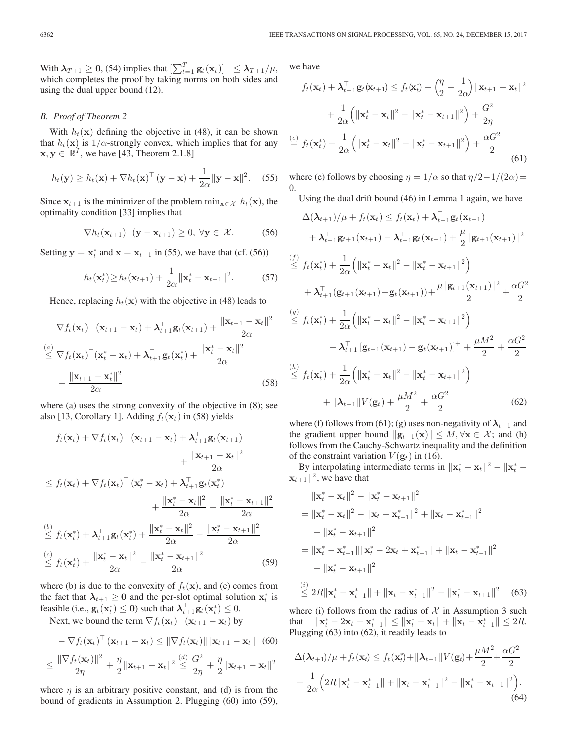With $\boldsymbol{\lambda}_{T+1} \geq \mathbf{0}$, (54) implies that $[\sum_{t=1}^{T} \mathbf{g}_t(\mathbf{x}_t)]^+ \leq \boldsymbol{\lambda}_{T+1}/\mu$, which completes the proof by taking norms on both sides and using the dual upper bound (12).

### B. Proof of Theorem 2

With $h_t(\mathbf{x})$ defining the objective in (48), it can be shown that $h_t(\mathbf{x})$ is $1/\alpha$-strongly convex, which implies that for any $\mathbf{x}, \mathbf{y} \in \mathbb{R}^I$, we have [43, Theorem 2.1.8]

$$h_t(\mathbf{y}) \geq h_t(\mathbf{x}) + \nabla h_t(\mathbf{x})^\top (\mathbf{y} - \mathbf{x}) + \frac{1}{2\alpha}\|\mathbf{y} - \mathbf{x}\|^2. \tag{55}$$

Since $\mathbf{x}_{t+1}$ is the minimizer of the problem $\min_{\mathbf{x}\in\mathcal{X}} \; h_t(\mathbf{x})$, the optimality condition [33] implies that

$$\nabla h_t(\mathbf{x}_{t+1})^\top (\mathbf{y} - \mathbf{x}_{t+1}) \geq 0, \; \forall \mathbf{y} \in \mathcal{X}. \tag{56}$$

Setting $\mathbf{y} = \mathbf{x}_t^*$ and $\mathbf{x} = \mathbf{x}_{t+1}$ in (55), we have that (cf. (56))

$$h_t(\mathbf{x}_t^*) \geq h_t(\mathbf{x}_{t+1}) + \frac{1}{2\alpha}\|\mathbf{x}_t^* - \mathbf{x}_{t+1}\|^2. \tag{57}$$

Hence, replacing $h_t(\mathbf{x})$ with the objective in (48) leads to

$$\begin{aligned}
&\nabla f_t(\mathbf{x}_t)^\top (\mathbf{x}_{t+1} - \mathbf{x}_t) + \boldsymbol{\lambda}_{t+1}^\top \mathbf{g}_t(\mathbf{x}_{t+1}) + \frac{\|\mathbf{x}_{t+1} - \mathbf{x}_t\|^2}{2\alpha}\\
&\stackrel{(a)}{\leq} \nabla f_t(\mathbf{x}_t)^\top (\mathbf{x}_t^* - \mathbf{x}_t) + \boldsymbol{\lambda}_{t+1}^\top \mathbf{g}_t(\mathbf{x}_t^*) + \frac{\|\mathbf{x}_t^* - \mathbf{x}_t\|^2}{2\alpha}\\
&\quad - \frac{\|\mathbf{x}_{t+1} - \mathbf{x}_t^*\|^2}{2\alpha}
\end{aligned} \tag{58}$$

where (a) uses the strong convexity of the objective in (8); see also [13, Corollary 1]. Adding $f_t(\mathbf{x}_t)$ in (58) yields

$$\begin{aligned}
&f_t(\mathbf{x}_t) + \nabla f_t(\mathbf{x}_t)^\top (\mathbf{x}_{t+1} - \mathbf{x}_t) + \boldsymbol{\lambda}_{t+1}^\top \mathbf{g}_t(\mathbf{x}_{t+1}) + \frac{\|\mathbf{x}_{t+1} - \mathbf{x}_t\|^2}{2\alpha}\\
&\leq f_t(\mathbf{x}_t) + \nabla f_t(\mathbf{x}_t)^\top (\mathbf{x}_t^* - \mathbf{x}_t) + \boldsymbol{\lambda}_{t+1}^\top \mathbf{g}_t(\mathbf{x}_t^*)\\
&\quad + \frac{\|\mathbf{x}_t^* - \mathbf{x}_t\|^2}{2\alpha} - \frac{\|\mathbf{x}_t^* - \mathbf{x}_{t+1}\|^2}{2\alpha}\\
&\stackrel{(b)}{\leq} f_t(\mathbf{x}_t^*) + \boldsymbol{\lambda}_{t+1}^\top \mathbf{g}_t(\mathbf{x}_t^*) + \frac{\|\mathbf{x}_t^* - \mathbf{x}_t\|^2}{2\alpha} - \frac{\|\mathbf{x}_t^* - \mathbf{x}_{t+1}\|^2}{2\alpha}\\
&\stackrel{(c)}{\leq} f_t(\mathbf{x}_t^*) + \frac{\|\mathbf{x}_t^* - \mathbf{x}_t\|^2}{2\alpha} - \frac{\|\mathbf{x}_t^* - \mathbf{x}_{t+1}\|^2}{2\alpha}
\end{aligned} \tag{59}$$

where (b) is due to the convexity of $f_t(\mathbf{x})$, and (c) comes from the fact that $\boldsymbol{\lambda}_{t+1} \geq \mathbf{0}$ and the per-slot optimal solution $\mathbf{x}_t^*$ is feasible (i.e., $\mathbf{g}_t(\mathbf{x}_t^*) \leq \mathbf{0}$) such that $\boldsymbol{\lambda}_{t+1}^\top \mathbf{g}_t(\mathbf{x}_t^*) \leq 0$.

Next, we bound the term $\nabla f_t(\mathbf{x}_t)^\top (\mathbf{x}_{t+1} - \mathbf{x}_t)$ by

$$\begin{aligned}
&- \nabla f_t(\mathbf{x}_t)^\top (\mathbf{x}_{t+1} - \mathbf{x}_t) \leq \|\nabla f_t(\mathbf{x}_t)\|\|\mathbf{x}_{t+1} - \mathbf{x}_t\| \quad (60)\\
&\leq \frac{\|\nabla f_t(\mathbf{x}_t)\|^2}{2\eta} + \frac{\eta}{2}\|\mathbf{x}_{t+1} - \mathbf{x}_t\|^2 \stackrel{(d)}{\leq} \frac{G^2}{2\eta} + \frac{\eta}{2}\|\mathbf{x}_{t+1} - \mathbf{x}_t\|^2
\end{aligned}$$

where $\eta$ is an arbitrary positive constant, and (d) is from the bound of gradients in Assumption 2. Plugging (60) into (59), we have

$$\begin{aligned}
f_t(\mathbf{x}_t) + \boldsymbol{\lambda}_{t+1}^\top \mathbf{g}_t(\mathbf{x}_{t+1}) &\leq f_t(\mathbf{x}_t^*) + \left(\frac{\eta}{2} - \frac{1}{2\alpha}\right)\|\mathbf{x}_{t+1} - \mathbf{x}_t\|^2\\
&\quad + \frac{1}{2\alpha}\Big(\|\mathbf{x}_t^* - \mathbf{x}_t\|^2 - \|\mathbf{x}_t^* - \mathbf{x}_{t+1}\|^2\Big) + \frac{G^2}{2\eta}\\
&\stackrel{(e)}{=} f_t(\mathbf{x}_t^*) + \frac{1}{2\alpha}\Big(\|\mathbf{x}_t^* - \mathbf{x}_t\|^2 - \|\mathbf{x}_t^* - \mathbf{x}_{t+1}\|^2\Big) + \frac{\alpha G^2}{2}
\end{aligned} \tag{61}$$

where (e) follows by choosing $\eta = 1/\alpha$ so that $\eta/2 - 1/(2\alpha) = 0$.

Using the dual drift bound (46) in Lemma 1 again, we have

$$\begin{aligned}
&\Delta(\boldsymbol{\lambda}_{t+1})/\mu + f_t(\mathbf{x}_t) \leq f_t(\mathbf{x}_t) + \boldsymbol{\lambda}_{t+1}^\top \mathbf{g}_t(\mathbf{x}_{t+1})\\
&\quad + \boldsymbol{\lambda}_{t+1}^\top \mathbf{g}_{t+1}(\mathbf{x}_{t+1}) - \boldsymbol{\lambda}_{t+1}^\top \mathbf{g}_t(\mathbf{x}_{t+1}) + \frac{\mu}{2}\|\mathbf{g}_{t+1}(\mathbf{x}_{t+1})\|^2\\
&\stackrel{(f)}{\leq} f_t(\mathbf{x}_t^*) + \frac{1}{2\alpha}\Big(\|\mathbf{x}_t^* - \mathbf{x}_t\|^2 - \|\mathbf{x}_t^* - \mathbf{x}_{t+1}\|^2\Big)\\
&\quad + \boldsymbol{\lambda}_{t+1}^\top (\mathbf{g}_{t+1}(\mathbf{x}_{t+1}) - \mathbf{g}_t(\mathbf{x}_{t+1})) + \frac{\mu\|\mathbf{g}_{t+1}(\mathbf{x}_{t+1})\|^2}{2} + \frac{\alpha G^2}{2}\\
&\stackrel{(g)}{\leq} f_t(\mathbf{x}_t^*) + \frac{1}{2\alpha}\Big(\|\mathbf{x}_t^* - \mathbf{x}_t\|^2 - \|\mathbf{x}_t^* - \mathbf{x}_{t+1}\|^2\Big)\\
&\quad + \boldsymbol{\lambda}_{t+1}^\top \left[\mathbf{g}_{t+1}(\mathbf{x}_{t+1}) - \mathbf{g}_t(\mathbf{x}_{t+1})\right]^+ + \frac{\mu M^2}{2} + \frac{\alpha G^2}{2}\\
&\stackrel{(h)}{\leq} f_t(\mathbf{x}_t^*) + \frac{1}{2\alpha}\Big(\|\mathbf{x}_t^* - \mathbf{x}_t\|^2 - \|\mathbf{x}_t^* - \mathbf{x}_{t+1}\|^2\Big)\\
&\quad + \|\boldsymbol{\lambda}_{t+1}\| V(\mathbf{g}_t) + \frac{\mu M^2}{2} + \frac{\alpha G^2}{2}
\end{aligned} \tag{62}$$

where (f) follows from (61); (g) uses non-negativity of $\boldsymbol{\lambda}_{t+1}$ and the gradient upper bound $\|\mathbf{g}_{t+1}(\mathbf{x})\| \leq M, \forall \mathbf{x} \in \mathcal{X}$; and (h) follows from the Cauchy-Schwartz inequality and the definition of the constraint variation $V(\mathbf{g}_t)$ in (16).

By interpolating intermediate terms in $\|\mathbf{x}_t^* - \mathbf{x}_t\|^2 - \|\mathbf{x}_t^* - \mathbf{x}_{t+1}\|^2$, we have that

$$\begin{aligned}
&\|\mathbf{x}_t^* - \mathbf{x}_t\|^2 - \|\mathbf{x}_t^* - \mathbf{x}_{t+1}\|^2\\
&= \|\mathbf{x}_t^* - \mathbf{x}_t\|^2 - \|\mathbf{x}_t - \mathbf{x}_{t-1}^*\|^2 + \|\mathbf{x}_t - \mathbf{x}_{t-1}^*\|^2\\
&\quad - \|\mathbf{x}_t^* - \mathbf{x}_{t+1}\|^2\\
&= \|\mathbf{x}_t^* - \mathbf{x}_{t-1}^*\|\|\mathbf{x}_t^* - 2\mathbf{x}_t + \mathbf{x}_{t-1}^*\| + \|\mathbf{x}_t - \mathbf{x}_{t-1}^*\|^2\\
&\quad - \|\mathbf{x}_t^* - \mathbf{x}_{t+1}\|^2\\
&\stackrel{(i)}{\leq} 2R\|\mathbf{x}_t^* - \mathbf{x}_{t-1}^*\| + \|\mathbf{x}_t - \mathbf{x}_{t-1}^*\|^2 - \|\mathbf{x}_t^* - \mathbf{x}_{t+1}\|^2
\end{aligned} \tag{63}$$

where (i) follows from the radius of $\mathcal{X}$ in Assumption 3 such that $\|\mathbf{x}_t^* - 2\mathbf{x}_t + \mathbf{x}_{t-1}^*\| \leq \|\mathbf{x}_t^* - \mathbf{x}_t\| + \|\mathbf{x}_t - \mathbf{x}_{t-1}^*\| \leq 2R$. Plugging (63) into (62), it readily leads to

$$\begin{aligned}
\Delta(\boldsymbol{\lambda}_{t+1})/\mu + f_t(\mathbf{x}_t) &\leq f_t(\mathbf{x}_t^*) + \|\boldsymbol{\lambda}_{t+1}\| V(\mathbf{g}_t) + \frac{\mu M^2}{2} + \frac{\alpha G^2}{2}\\
&\quad + \frac{1}{2\alpha}\Big(2R\|\mathbf{x}_t^* - \mathbf{x}_{t-1}^*\| + \|\mathbf{x}_t - \mathbf{x}_{t-1}^*\|^2 - \|\mathbf{x}_t^* - \mathbf{x}_{t+1}\|^2\Big).
\end{aligned} \tag{64}$$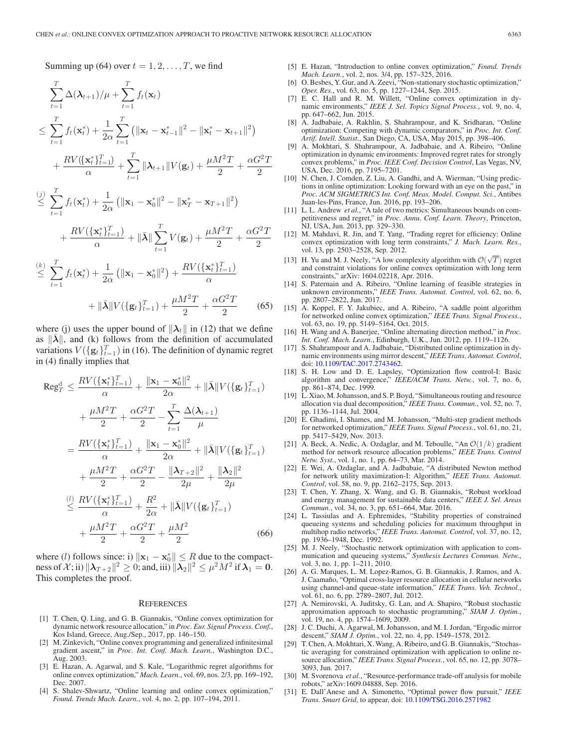Summing up (64) over $t = 1, 2, \ldots, T$, we find

$$
\begin{aligned}
&\sum_{t=1}^{T} \Delta(\boldsymbol{\lambda}_{t+1})/\mu + \sum_{t=1}^{T} f_t(\mathbf{x}_t) \\
&\leq \sum_{t=1}^{T} f_t(\mathbf{x}_t^*) + \frac{1}{2\alpha}\sum_{t=1}^{T}\left(\|\mathbf{x}_t - \mathbf{x}_{t-1}^*\|^2 - \|\mathbf{x}_t^* - \mathbf{x}_{t+1}\|^2\right) \\
&\quad + \frac{RV(\{\mathbf{x}_t^*\}_{t=1}^T)}{\alpha} + \sum_{t=1}^{T}\|\boldsymbol{\lambda}_{t+1}\|V(\mathbf{g}_t) + \frac{\mu M^2 T}{2} + \frac{\alpha G^2 T}{2} \\
&\overset{(j)}{\leq} \sum_{t=1}^{T} f_t(\mathbf{x}_t^*) + \frac{1}{2\alpha}\left(\|\mathbf{x}_1 - \mathbf{x}_0^*\|^2 - \|\mathbf{x}_T^* - \mathbf{x}_{T+1}\|^2\right) \\
&\quad + \frac{RV(\{\mathbf{x}_t^*\}_{t=1}^T)}{\alpha} + \|\bar{\boldsymbol{\lambda}}\|\sum_{t=1}^{T} V(\mathbf{g}_t) + \frac{\mu M^2 T}{2} + \frac{\alpha G^2 T}{2} \\
&\overset{(k)}{\leq} \sum_{t=1}^{T} f_t(\mathbf{x}_t^*) + \frac{1}{2\alpha}\left(\|\mathbf{x}_1 - \mathbf{x}_0^*\|^2\right) + \frac{RV(\{\mathbf{x}_t^*\}_{t=1}^T)}{\alpha} \\
&\quad + \|\bar{\boldsymbol{\lambda}}\|V(\{\mathbf{g}_t\}_{t=1}^T) + \frac{\mu M^2 T}{2} + \frac{\alpha G^2 T}{2}
\end{aligned}
\tag{65}
$$

where (j) uses the upper bound of $\|\boldsymbol{\lambda}_t\|$ in (12) that we define as $\|\bar{\boldsymbol{\lambda}}\|$, and (k) follows from the definition of accumulated variations $V(\{\mathbf{g}_t\}_{t=1}^T)$ in (16). The definition of dynamic regret in (4) finally implies that

$$
\begin{aligned}
\text{Reg}_T^{\text{d}} &\leq \frac{RV(\{\mathbf{x}_t^*\}_{t=1}^T)}{\alpha} + \frac{\|\mathbf{x}_1 - \mathbf{x}_0^*\|^2}{2\alpha} + \|\bar{\boldsymbol{\lambda}}\|V(\{\mathbf{g}_t\}_{t=1}^T) \\
&\quad + \frac{\mu M^2 T}{2} + \frac{\alpha G^2 T}{2} - \sum_{t=1}^{T}\frac{\Delta(\boldsymbol{\lambda}_{t+1})}{\mu} \\
&= \frac{RV(\{\mathbf{x}_t^*\}_{t=1}^T)}{\alpha} + \frac{\|\mathbf{x}_1 - \mathbf{x}_0^*\|^2}{2\alpha} + \|\bar{\boldsymbol{\lambda}}\|V(\{\mathbf{g}_t\}_{t=1}^T) \\
&\quad + \frac{\mu M^2 T}{2} + \frac{\alpha G^2 T}{2} - \frac{\|\boldsymbol{\lambda}_{T+2}\|^2}{2\mu} + \frac{\|\boldsymbol{\lambda}_2\|^2}{2\mu} \\
&\overset{(l)}{\leq} \frac{RV(\{\mathbf{x}_t^*\}_{t=1}^T)}{\alpha} + \frac{R^2}{2\alpha} + \|\bar{\boldsymbol{\lambda}}\|V(\{\mathbf{g}_t\}_{t=1}^T) \\
&\quad + \frac{\mu M^2 T}{2} + \frac{\alpha G^2 T}{2} + \frac{\mu M^2}{2}
\end{aligned}
\tag{66}
$$

where ($l$) follows since: i) $\|\mathbf{x}_1 - \mathbf{x}_0^*\| \leq R$ due to the compactness of $\mathcal{X}$; ii) $\|\boldsymbol{\lambda}_{T+2}\|^2 \geq 0$; and, iii) $\|\boldsymbol{\lambda}_2\|^2 \leq \mu^2 M^2$ if $\boldsymbol{\lambda}_1 = \mathbf{0}$. This completes the proof.

## References

[1] T. Chen, Q. Ling, and G. B. Giannakis, "Online convex optimization for dynamic network resource allocation," in *Proc. Eur. Signal Process. Conf.*, Kos Island, Greece, Aug./Sep., 2017, pp. 146–150.

[2] M. Zinkevich, "Online convex programming and generalized infinitesimal gradient ascent," in *Proc. Int. Conf. Mach. Learn.*, Washington D.C., Aug. 2003.

[3] E. Hazan, A. Agarwal, and S. Kale, "Logarithmic regret algorithms for online convex optimization," *Mach. Learn.*, vol. 69, nos. 2/3, pp. 169–192, Dec. 2007.

[4] S. Shalev-Shwartz, "Online learning and online convex optimization," *Found. Trends Mach. Learn.*, vol. 4, no. 2, pp. 107–194, 2011.

[5] E. Hazan, "Introduction to online convex optimization," *Found. Trends Mach. Learn.*, vol. 2, nos. 3/4, pp. 157–325, 2016.

[6] O. Besbes, Y. Gur, and A. Zeevi, "Non-stationary stochastic optimization," *Oper. Res.*, vol. 63, no. 5, pp. 1227–1244, Sep. 2015.

[7] E. C. Hall and R. M. Willett, "Online convex optimization in dynamic environments," *IEEE J. Sel. Topics Signal Process.*, vol. 9, no. 4, pp. 647–662, Jun. 2015.

[8] A. Jadbabaie, A. Rakhlin, S. Shahrampour, and K. Sridharan, "Online optimization: Competing with dynamic comparators," in *Proc. Int. Conf. Artif. Intell. Statist.*, San Diego, CA, USA, May 2015, pp. 398–406.

[9] A. Mokhtari, S. Shahrampour, A. Jadbabaie, and A. Ribeiro, "Online optimization in dynamic environments: Improved regret rates for strongly convex problems," in *Proc. IEEE Conf. Decision Control*, Las Vegas, NV, USA, Dec. 2016, pp. 7195–7201.

[10] N. Chen, J. Comden, Z. Liu, A. Gandhi, and A. Wierman, "Using predictions in online optimization: Looking forward with an eye on the past," in *Proc. ACM SIGMETRICS Int. Conf. Meas. Model. Comput. Sci.*, Antibes Juan-les-Pins, France, Jun. 2016, pp. 193–206.

[11] L. L. Andrew *et al.*, "A tale of two metrics: Simultaneous bounds on competitiveness and regret," in *Proc. Annu. Conf. Learn. Theory*, Princeton, NJ, USA, Jun. 2013, pp. 329–330.

[12] M. Mahdavi, R. Jin, and T. Yang, "Trading regret for efficiency: Online convex optimization with long term constraints," *J. Mach. Learn. Res.*, vol. 13, pp. 2503–2528, Sep. 2012.

[13] H. Yu and M. J. Neely, "A low complexity algorithm with $\mathcal{O}(\sqrt{T})$ regret and constraint violations for online convex optimization with long term constraints," arXiv: 1604.02218, Apr. 2016.

[14] S. Paternain and A. Ribeiro, "Online learning of feasible strategies in unknown environments," *IEEE Trans. Automat. Control*, vol. 62, no. 6, pp. 2807–2822, Jun. 2017.

[15] A. Koppel, F. Y. Jakubiec, and A. Ribeiro, "A saddle point algorithm for networked online convex optimization," *IEEE Trans. Signal Process.*, vol. 63, no. 19, pp. 5149–5164, Oct. 2015.

[16] H. Wang and A. Banerjee, "Online alternating direction method," in *Proc. Int. Conf. Mach. Learn.*, Edinburgh, U.K., Jun. 2012, pp. 1119–1126.

[17] S. Shahrampour and A. Jadbabaie, "Distributed online optimization in dynamic environments using mirror descent," *IEEE Trans. Automat. Control*, doi: 10.1109/TAC.2017.2743462.

[18] S. H. Low and D. E. Lapsley, "Optimization flow control-I: Basic algorithm and convergence," *IEEE/ACM Trans. Netw.*, vol. 7, no. 6, pp. 861–874, Dec. 1999.

[19] L. Xiao, M. Johansson, and S. P. Boyd, "Simultaneous routing and resource allocation via dual decomposition," *IEEE Trans. Commun.*, vol. 52, no. 7, pp. 1136–1144, Jul. 2004.

[20] E. Ghadimi, I. Shames, and M. Johansson, "Multi-step gradient methods for networked optimization," *IEEE Trans. Signal Process.*, vol. 61, no. 21, pp. 5417–5429, Nov. 2013.

[21] A. Beck, A. Nedic, A. Ozdaglar, and M. Teboulle, "An $\mathcal{O}(1/k)$ gradient method for network resource allocation problems," *IEEE Trans. Control Netw. Syst.*, vol. 1, no. 1, pp. 64–73, Mar. 2014.

[22] E. Wei, A. Ozdaglar, and A. Jadbabaie, "A distributed Newton method for network utility maximization-I: Algorithm," *IEEE Trans. Automat. Control*, vol. 58, no. 9, pp. 2162–2175, Sep. 2013.

[23] T. Chen, Y. Zhang, X. Wang, and G. B. Giannakis, "Robust workload and energy management for sustainable data centers," *IEEE J. Sel. Areas Commun.*, vol. 34, no. 3, pp. 651–664, Mar. 2016.

[24] L. Tassiulas and A. Ephremides, "Stability properties of constrained queueing systems and scheduling policies for maximum throughput in multihop radio networks," *IEEE Trans. Automat. Control*, vol. 37, no. 12, pp. 1936–1948, Dec. 1992.

[25] M. J. Neely, "Stochastic network optimization with application to communication and queueing systems," *Synthesis Lectures Commun. Netw.*, vol. 3, no. 1, pp. 1–211, 2010.

[26] A. G. Marques, L. M. Lopez-Ramos, G. B. Giannakis, J. Ramos, and A. J. Caamaño, "Optimal cross-layer resource allocation in cellular networks using channel-and queue-state information," *IEEE Trans. Veh. Technol.*, vol. 61, no. 6, pp. 2789–2807, Jul. 2012.

[27] A. Nemirovski, A. Juditsky, G. Lan, and A. Shapiro, "Robust stochastic approximation approach to stochastic programming," *SIAM J. Optim.*, vol. 19, no. 4, pp. 1574–1609, 2009.

[28] J. C. Duchi, A. Agarwal, M. Johansson, and M. I. Jordan, "Ergodic mirror descent," *SIAM J. Optim.*, vol. 22, no. 4, pp. 1549–1578, 2012.

[29] T. Chen, A. Mokhtari, X. Wang, A. Ribeiro, and G. B. Giannakis, "Stochastic averaging for constrained optimization with application to online resource allocation," *IEEE Trans. Signal Process.*, vol. 65, no. 12, pp. 3078–3093, Jun. 2017.

[30] M. Svorenova *et al.*, "Resource-performance trade-off analysis for mobile robots," arXiv:1609.04888, Sep. 2016.

[31] E. Dall'Anese and A. Simonetto, "Optimal power flow pursuit," *IEEE Trans. Smart Grid*, to appear, doi: 10.1109/TSG.2016.2571982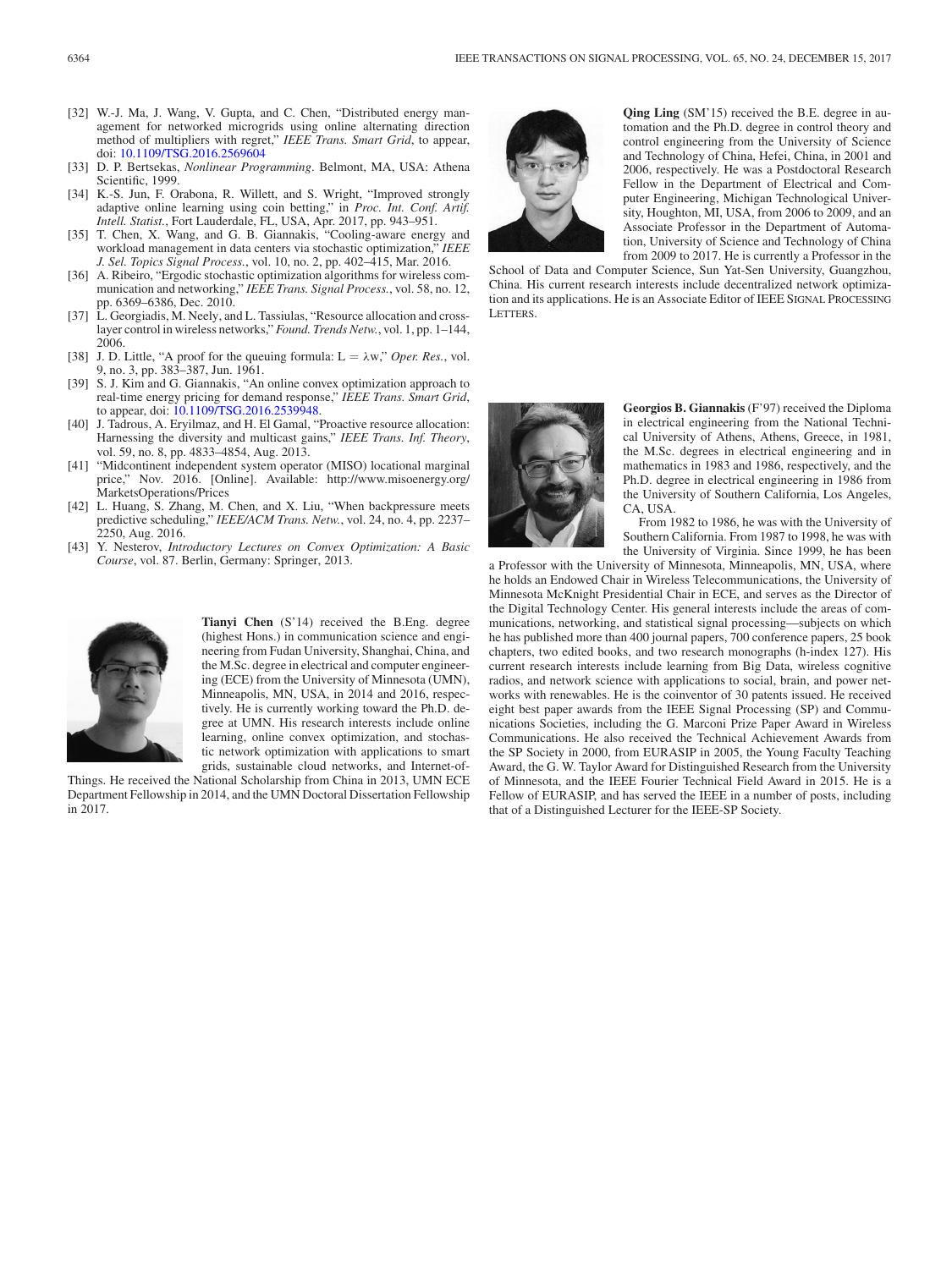[32] W.-J. Ma, J. Wang, V. Gupta, and C. Chen, "Distributed energy management for networked microgrids using online alternating direction method of multipliers with regret," *IEEE Trans. Smart Grid*, to appear, doi: 10.1109/TSG.2016.2569604

[33] D. P. Bertsekas, *Nonlinear Programming*. Belmont, MA, USA: Athena Scientific, 1999.

[34] K.-S. Jun, F. Orabona, R. Willett, and S. Wright, "Improved strongly adaptive online learning using coin betting," in *Proc. Int. Conf. Artif. Intell. Statist.*, Fort Lauderdale, FL, USA, Apr. 2017, pp. 943–951.

[35] T. Chen, X. Wang, and G. B. Giannakis, "Cooling-aware energy and workload management in data centers via stochastic optimization," *IEEE J. Sel. Topics Signal Process.*, vol. 10, no. 2, pp. 402–415, Mar. 2016.

[36] A. Ribeiro, "Ergodic stochastic optimization algorithms for wireless communication and networking," *IEEE Trans. Signal Process.*, vol. 58, no. 12, pp. 6369–6386, Dec. 2010.

[37] L. Georgiadis, M. Neely, and L. Tassiulas, "Resource allocation and cross-layer control in wireless networks," *Found. Trends Netw.*, vol. 1, pp. 1–144, 2006.

[38] J. D. Little, "A proof for the queuing formula: L = $\lambda$w," *Oper. Res.*, vol. 9, no. 3, pp. 383–387, Jun. 1961.

[39] S. J. Kim and G. Giannakis, "An online convex optimization approach to real-time energy pricing for demand response," *IEEE Trans. Smart Grid*, to appear, doi: 10.1109/TSG.2016.2539948.

[40] J. Tadrous, A. Eryilmaz, and H. El Gamal, "Proactive resource allocation: Harnessing the diversity and multicast gains," *IEEE Trans. Inf. Theory*, vol. 59, no. 8, pp. 4833–4854, Aug. 2013.

[41] "Midcontinent independent system operator (MISO) locational marginal price," Nov. 2016. [Online]. Available: http://www.misoenergy.org/MarketsOperations/Prices

[42] L. Huang, S. Zhang, M. Chen, and X. Liu, "When backpressure meets predictive scheduling," *IEEE/ACM Trans. Netw.*, vol. 24, no. 4, pp. 2237–2250, Aug. 2016.

[43] Y. Nesterov, *Introductory Lectures on Convex Optimization: A Basic Course*, vol. 87. Berlin, Germany: Springer, 2013.

**Tianyi Chen** (S'14) received the B.Eng. degree (highest Hons.) in communication science and engineering from Fudan University, Shanghai, China, and the M.Sc. degree in electrical and computer engineering (ECE) from the University of Minnesota (UMN), Minneapolis, MN, USA, in 2014 and 2016, respectively. He is currently working toward the Ph.D. degree at UMN. His research interests include online learning, online convex optimization, and stochastic network optimization with applications to smart grids, sustainable cloud networks, and Internet-of-Things. He received the National Scholarship from China in 2013, UMN ECE Department Fellowship in 2014, and the UMN Doctoral Dissertation Fellowship in 2017.

**Qing Ling** (SM'15) received the B.E. degree in automation and the Ph.D. degree in control theory and control engineering from the University of Science and Technology of China, Hefei, China, in 2001 and 2006, respectively. He was a Postdoctoral Research Fellow in the Department of Electrical and Computer Engineering, Michigan Technological University, Houghton, MI, USA, from 2006 to 2009, and an Associate Professor in the Department of Automation, University of Science and Technology of China from 2009 to 2017. He is currently a Professor in the School of Data and Computer Science, Sun Yat-Sen University, Guangzhou, China. His current research interests include decentralized network optimization and its applications. He is an Associate Editor of IEEE SIGNAL PROCESSING LETTERS.

**Georgios B. Giannakis** (F'97) received the Diploma in electrical engineering from the National Technical University of Athens, Athens, Greece, in 1981, the M.Sc. degrees in electrical engineering and in mathematics in 1983 and 1986, respectively, and the Ph.D. degree in electrical engineering in 1986 from the University of Southern California, Los Angeles, CA, USA.

From 1982 to 1986, he was with the University of Southern California. From 1987 to 1998, he was with the University of Virginia. Since 1999, he has been a Professor with the University of Minnesota, Minneapolis, MN, USA, where he holds an Endowed Chair in Wireless Telecommunications, the University of Minnesota McKnight Presidential Chair in ECE, and serves as the Director of the Digital Technology Center. His general interests include the areas of communications, networking, and statistical signal processing—subjects on which he has published more than 400 journal papers, 700 conference papers, 25 book chapters, two edited books, and two research monographs (h-index 127). His current research interests include learning from Big Data, wireless cognitive radios, and network science with applications to social, brain, and power networks with renewables. He is the coinventor of 30 patents issued. He received eight best paper awards from the IEEE Signal Processing (SP) and Communications Societies, including the G. Marconi Prize Paper Award in Wireless Communications. He also received the Technical Achievement Awards from the SP Society in 2000, from EURASIP in 2005, the Young Faculty Teaching Award, the G. W. Taylor Award for Distinguished Research from the University of Minnesota, and the IEEE Fourier Technical Field Award in 2015. He is a Fellow of EURASIP, and has served the IEEE in a number of posts, including that of a Distinguished Lecturer for the IEEE-SP Society.